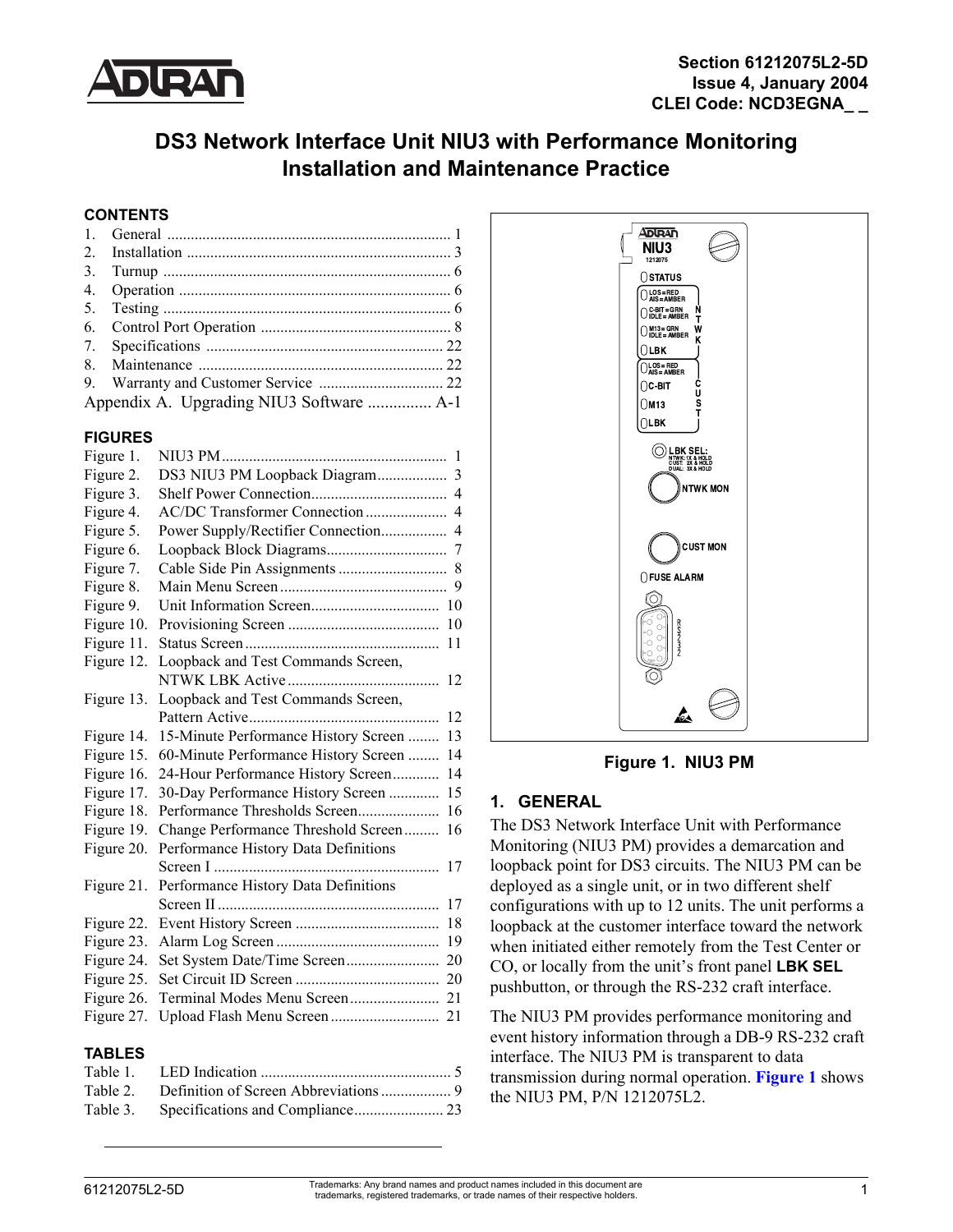Section 61212075L2-5D
Issue 4, January 2004
CLEI Code: NCD3EGNA_ _

# DS3 Network Interface Unit NIU3 with Performance Monitoring Installation and Maintenance Practice

## CONTENTS

1. General ........................................................................ 1
2. Installation .................................................................. 3
3. Turnup ......................................................................... 6
4. Operation ..................................................................... 6
5. Testing ......................................................................... 6
6. Control Port Operation ................................................ 8
7. Specifications ............................................................ 22
8. Maintenance .............................................................. 22
9. Warranty and Customer Service ................................ 22

Appendix A. Upgrading NIU3 Software ............... A-1

## FIGURES

Figure 1. NIU3 PM ......................................................... 1
Figure 2. DS3 NIU3 PM Loopback Diagram .................. 3
Figure 3. Shelf Power Connection.................................. 4
Figure 4. AC/DC Transformer Connection ..................... 4
Figure 5. Power Supply/Rectifier Connection................. 4
Figure 6. Loopback Block Diagrams............................... 7
Figure 7. Cable Side Pin Assignments ............................ 8
Figure 8. Main Menu Screen ........................................... 9
Figure 9. Unit Information Screen................................. 10
Figure 10. Provisioning Screen ...................................... 10
Figure 11. Status Screen ................................................. 11
Figure 12. Loopback and Test Commands Screen, NTWK LBK Active ...................................... 12
Figure 13. Loopback and Test Commands Screen, Pattern Active................................................ 12
Figure 14. 15-Minute Performance History Screen ........ 13
Figure 15. 60-Minute Performance History Screen ........ 14
Figure 16. 24-Hour Performance History Screen............ 14
Figure 17. 30-Day Performance History Screen ............. 15
Figure 18. Performance Thresholds Screen..................... 16
Figure 19. Change Performance Threshold Screen......... 16
Figure 20. Performance History Data Definitions Screen I .......................................................... 17
Figure 21. Performance History Data Definitions Screen II ......................................................... 17
Figure 22. Event History Screen ..................................... 18
Figure 23. Alarm Log Screen .......................................... 19
Figure 24. Set System Date/Time Screen........................ 20
Figure 25. Set Circuit ID Screen ..................................... 20
Figure 26. Terminal Modes Menu Screen....................... 21
Figure 27. Upload Flash Menu Screen ............................ 21

## TABLES

Table 1. LED Indication ................................................. 5
Table 2. Definition of Screen Abbreviations .................. 9
Table 3. Specifications and Compliance....................... 23

Figure 1. NIU3 PM

## 1. GENERAL

The DS3 Network Interface Unit with Performance Monitoring (NIU3 PM) provides a demarcation and loopback point for DS3 circuits. The NIU3 PM can be deployed as a single unit, or in two different shelf configurations with up to 12 units. The unit performs a loopback at the customer interface toward the network when initiated either remotely from the Test Center or CO, or locally from the unit's front panel **LBK SEL** pushbutton, or through the RS-232 craft interface.

The NIU3 PM provides performance monitoring and event history information through a DB-9 RS-232 craft interface. The NIU3 PM is transparent to data transmission during normal operation. **Figure 1** shows the NIU3 PM, P/N 1212075L2.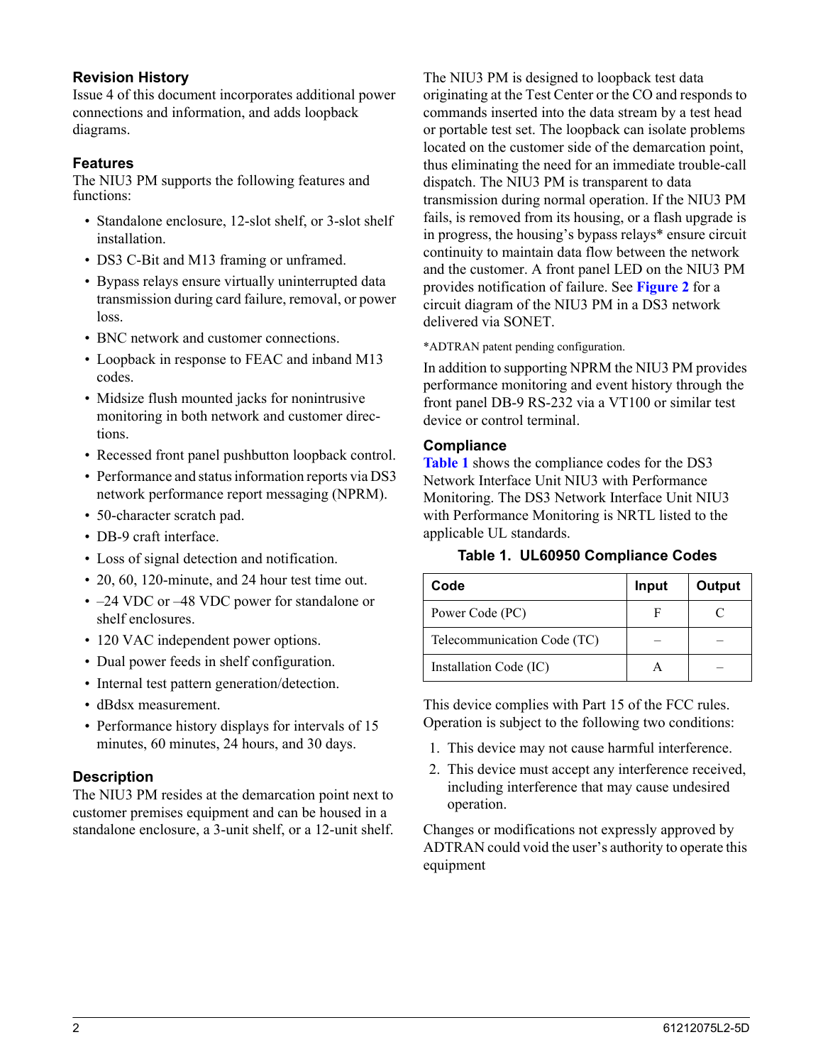## Revision History

Issue 4 of this document incorporates additional power connections and information, and adds loopback diagrams.

## Features

The NIU3 PM supports the following features and functions:

- Standalone enclosure, 12-slot shelf, or 3-slot shelf installation.
- DS3 C-Bit and M13 framing or unframed.
- Bypass relays ensure virtually uninterrupted data transmission during card failure, removal, or power loss.
- BNC network and customer connections.
- Loopback in response to FEAC and inband M13 codes.
- Midsize flush mounted jacks for nonintrusive monitoring in both network and customer directions.
- Recessed front panel pushbutton loopback control.
- Performance and status information reports via DS3 network performance report messaging (NPRM).
- 50-character scratch pad.
- DB-9 craft interface.
- Loss of signal detection and notification.
- 20, 60, 120-minute, and 24 hour test time out.
- –24 VDC or –48 VDC power for standalone or shelf enclosures.
- 120 VAC independent power options.
- Dual power feeds in shelf configuration.
- Internal test pattern generation/detection.
- dBdsx measurement.
- Performance history displays for intervals of 15 minutes, 60 minutes, 24 hours, and 30 days.

## Description

The NIU3 PM resides at the demarcation point next to customer premises equipment and can be housed in a standalone enclosure, a 3-unit shelf, or a 12-unit shelf.

The NIU3 PM is designed to loopback test data originating at the Test Center or the CO and responds to commands inserted into the data stream by a test head or portable test set. The loopback can isolate problems located on the customer side of the demarcation point, thus eliminating the need for an immediate trouble-call dispatch. The NIU3 PM is transparent to data transmission during normal operation. If the NIU3 PM fails, is removed from its housing, or a flash upgrade is in progress, the housing's bypass relays* ensure circuit continuity to maintain data flow between the network and the customer. A front panel LED on the NIU3 PM provides notification of failure. See **Figure 2** for a circuit diagram of the NIU3 PM in a DS3 network delivered via SONET.

*ADTRAN patent pending configuration.

In addition to supporting NPRM the NIU3 PM provides performance monitoring and event history through the front panel DB-9 RS-232 via a VT100 or similar test device or control terminal.

## Compliance

**Table 1** shows the compliance codes for the DS3 Network Interface Unit NIU3 with Performance Monitoring. The DS3 Network Interface Unit NIU3 with Performance Monitoring is NRTL listed to the applicable UL standards.

**Table 1. UL60950 Compliance Codes**

| Code | Input | Output |
|---|---|---|
| Power Code (PC) | F | C |
| Telecommunication Code (TC) | – | – |
| Installation Code (IC) | A | – |

This device complies with Part 15 of the FCC rules. Operation is subject to the following two conditions:

1. This device may not cause harmful interference.
2. This device must accept any interference received, including interference that may cause undesired operation.

Changes or modifications not expressly approved by ADTRAN could void the user's authority to operate this equipment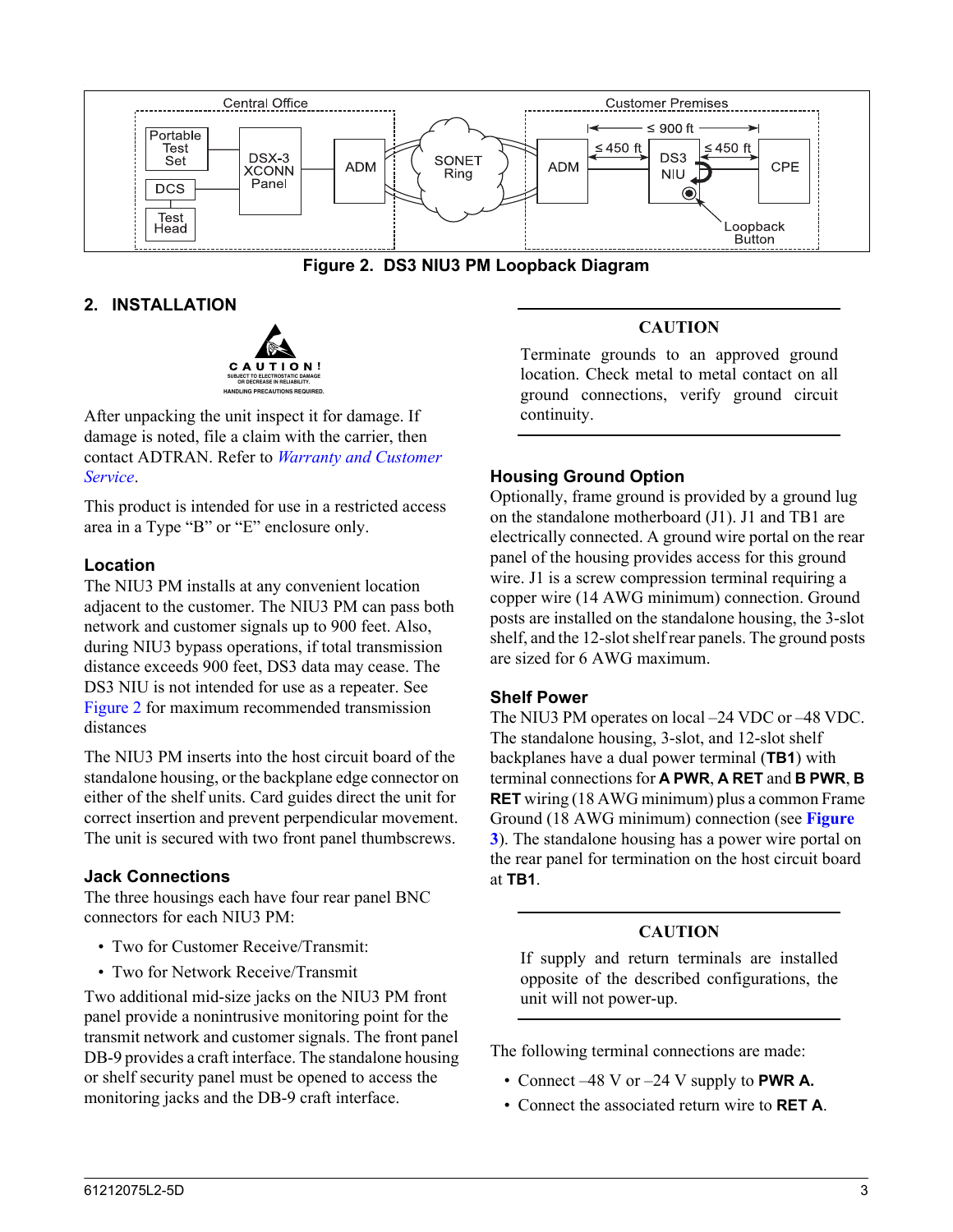**Figure 2. DS3 NIU3 PM Loopback Diagram**

## 2. INSTALLATION

CAUTION! SUBJECT TO ELECTROSTATIC DAMAGE OR DECREASE IN RELIABILITY. HANDLING PRECAUTIONS REQUIRED.

After unpacking the unit inspect it for damage. If damage is noted, file a claim with the carrier, then contact ADTRAN. Refer to *Warranty and Customer Service*.

This product is intended for use in a restricted access area in a Type "B" or "E" enclosure only.

### Location

The NIU3 PM installs at any convenient location adjacent to the customer. The NIU3 PM can pass both network and customer signals up to 900 feet. Also, during NIU3 bypass operations, if total transmission distance exceeds 900 feet, DS3 data may cease. The DS3 NIU is not intended for use as a repeater. See Figure 2 for maximum recommended transmission distances

The NIU3 PM inserts into the host circuit board of the standalone housing, or the backplane edge connector on either of the shelf units. Card guides direct the unit for correct insertion and prevent perpendicular movement. The unit is secured with two front panel thumbscrews.

### Jack Connections

The three housings each have four rear panel BNC connectors for each NIU3 PM:

- Two for Customer Receive/Transmit:
- Two for Network Receive/Transmit

Two additional mid-size jacks on the NIU3 PM front panel provide a nonintrusive monitoring point for the transmit network and customer signals. The front panel DB-9 provides a craft interface. The standalone housing or shelf security panel must be opened to access the monitoring jacks and the DB-9 craft interface.

---

**CAUTION**

Terminate grounds to an approved ground location. Check metal to metal contact on all ground connections, verify ground circuit continuity.

---

### Housing Ground Option

Optionally, frame ground is provided by a ground lug on the standalone motherboard (J1). J1 and TB1 are electrically connected. A ground wire portal on the rear panel of the housing provides access for this ground wire. J1 is a screw compression terminal requiring a copper wire (14 AWG minimum) connection. Ground posts are installed on the standalone housing, the 3-slot shelf, and the 12-slot shelf rear panels. The ground posts are sized for 6 AWG maximum.

### Shelf Power

The NIU3 PM operates on local –24 VDC or –48 VDC. The standalone housing, 3-slot, and 12-slot shelf backplanes have a dual power terminal (**TB1**) with terminal connections for **A PWR**, **A RET** and **B PWR**, **B RET** wiring (18 AWG minimum) plus a common Frame Ground (18 AWG minimum) connection (see **Figure 3**). The standalone housing has a power wire portal on the rear panel for termination on the host circuit board at **TB1**.

---

**CAUTION**

If supply and return terminals are installed opposite of the described configurations, the unit will not power-up.

---

The following terminal connections are made:

- Connect –48 V or –24 V supply to **PWR A.**
- Connect the associated return wire to **RET A**.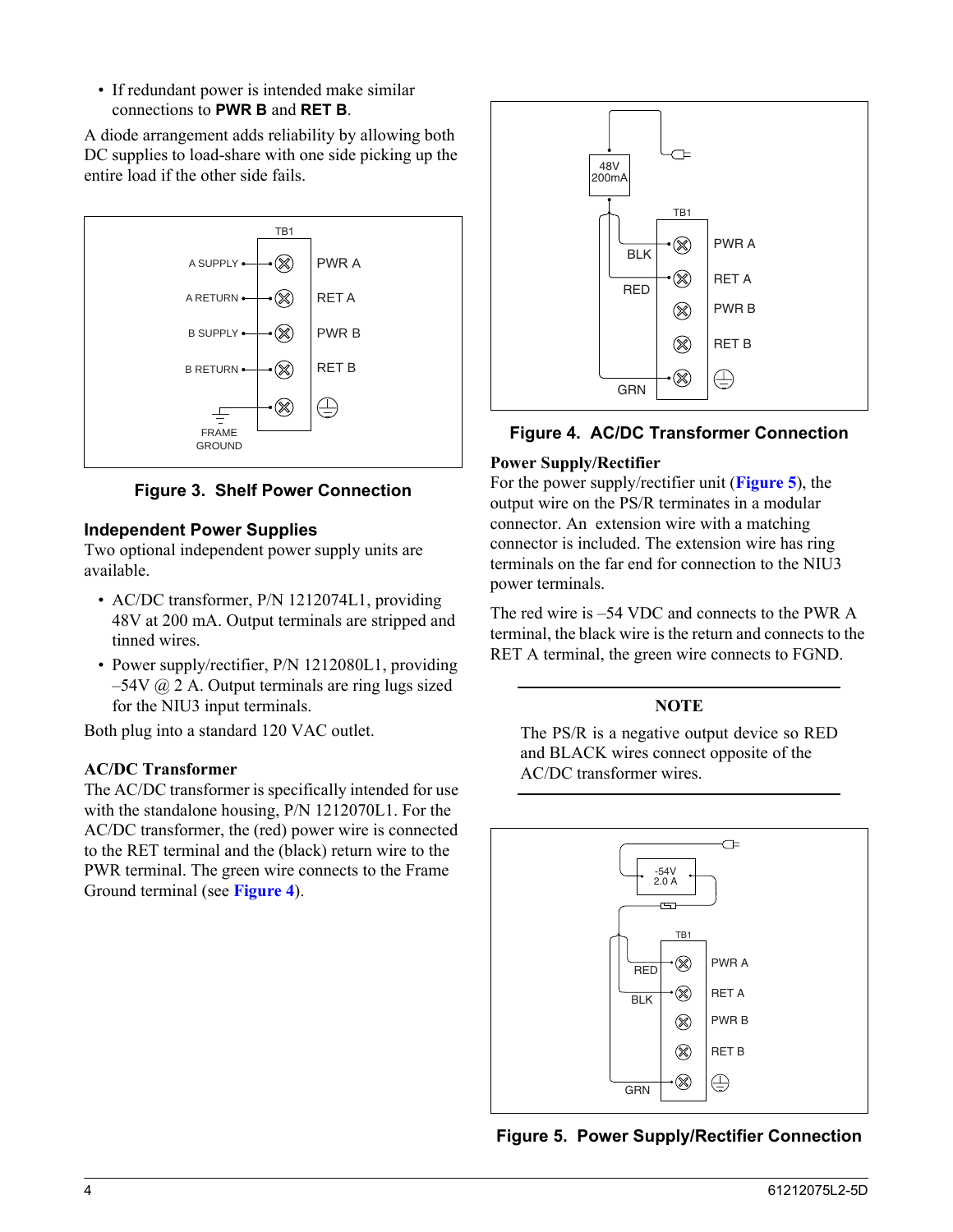- If redundant power is intended make similar connections to **PWR B** and **RET B**.

A diode arrangement adds reliability by allowing both DC supplies to load-share with one side picking up the entire load if the other side fails.

Figure 3. Shelf Power Connection

## Independent Power Supplies

Two optional independent power supply units are available.

- AC/DC transformer, P/N 1212074L1, providing 48V at 200 mA. Output terminals are stripped and tinned wires.
- Power supply/rectifier, P/N 1212080L1, providing –54V @ 2 A. Output terminals are ring lugs sized for the NIU3 input terminals.

Both plug into a standard 120 VAC outlet.

### AC/DC Transformer

The AC/DC transformer is specifically intended for use with the standalone housing, P/N 1212070L1. For the AC/DC transformer, the (red) power wire is connected to the RET terminal and the (black) return wire to the PWR terminal. The green wire connects to the Frame Ground terminal (see **Figure 4**).

Figure 4. AC/DC Transformer Connection

### Power Supply/Rectifier

For the power supply/rectifier unit (**Figure 5**), the output wire on the PS/R terminates in a modular connector. An extension wire with a matching connector is included. The extension wire has ring terminals on the far end for connection to the NIU3 power terminals.

The red wire is –54 VDC and connects to the PWR A terminal, the black wire is the return and connects to the RET A terminal, the green wire connects to FGND.

---

**NOTE**

The PS/R is a negative output device so RED and BLACK wires connect opposite of the AC/DC transformer wires.

---

Figure 5. Power Supply/Rectifier Connection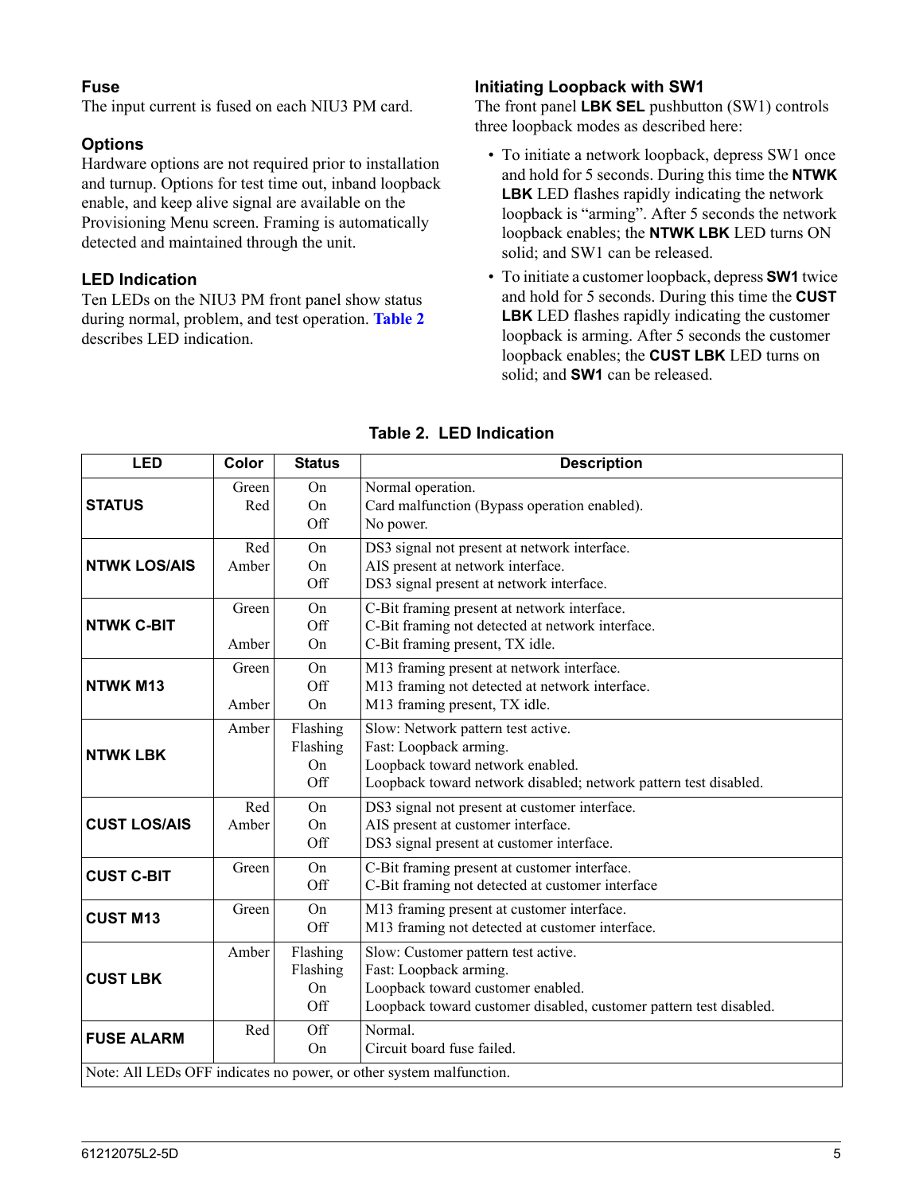### Fuse

The input current is fused on each NIU3 PM card.

### Options

Hardware options are not required prior to installation and turnup. Options for test time out, inband loopback enable, and keep alive signal are available on the Provisioning Menu screen. Framing is automatically detected and maintained through the unit.

### LED Indication

Ten LEDs on the NIU3 PM front panel show status during normal, problem, and test operation. Table 2 describes LED indication.

### Initiating Loopback with SW1

The front panel **LBK SEL** pushbutton (SW1) controls three loopback modes as described here:

- To initiate a network loopback, depress SW1 once and hold for 5 seconds. During this time the **NTWK LBK** LED flashes rapidly indicating the network loopback is "arming". After 5 seconds the network loopback enables; the **NTWK LBK** LED turns ON solid; and SW1 can be released.
- To initiate a customer loopback, depress **SW1** twice and hold for 5 seconds. During this time the **CUST LBK** LED flashes rapidly indicating the customer loopback is arming. After 5 seconds the customer loopback enables; the **CUST LBK** LED turns on solid; and **SW1** can be released.

**Table 2. LED Indication**

| LED | Color | Status | Description |
|---|---|---|---|
| **STATUS** | Green | On | Normal operation. |
| | Red | On | Card malfunction (Bypass operation enabled). |
| | | Off | No power. |
| **NTWK LOS/AIS** | Red | On | DS3 signal not present at network interface. |
| | Amber | On | AIS present at network interface. |
| | | Off | DS3 signal present at network interface. |
| **NTWK C-BIT** | Green | On | C-Bit framing present at network interface. |
| | | Off | C-Bit framing not detected at network interface. |
| | Amber | On | C-Bit framing present, TX idle. |
| **NTWK M13** | Green | On | M13 framing present at network interface. |
| | | Off | M13 framing not detected at network interface. |
| | Amber | On | M13 framing present, TX idle. |
| **NTWK LBK** | Amber | Flashing | Slow: Network pattern test active. |
| | | Flashing | Fast: Loopback arming. |
| | | On | Loopback toward network enabled. |
| | | Off | Loopback toward network disabled; network pattern test disabled. |
| **CUST LOS/AIS** | Red | On | DS3 signal not present at customer interface. |
| | Amber | On | AIS present at customer interface. |
| | | Off | DS3 signal present at customer interface. |
| **CUST C-BIT** | Green | On | C-Bit framing present at customer interface. |
| | | Off | C-Bit framing not detected at customer interface |
| **CUST M13** | Green | On | M13 framing present at customer interface. |
| | | Off | M13 framing not detected at customer interface. |
| **CUST LBK** | Amber | Flashing | Slow: Customer pattern test active. |
| | | Flashing | Fast: Loopback arming. |
| | | On | Loopback toward customer enabled. |
| | | Off | Loopback toward customer disabled, customer pattern test disabled. |
| **FUSE ALARM** | Red | Off | Normal. |
| | | On | Circuit board fuse failed. |
| Note: All LEDs OFF indicates no power, or other system malfunction. | | | |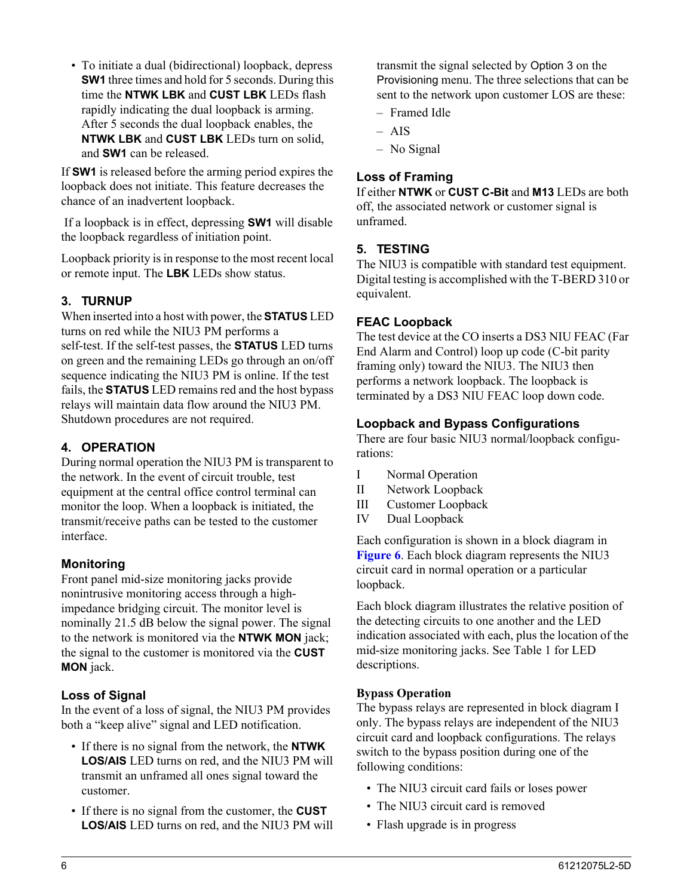- To initiate a dual (bidirectional) loopback, depress **SW1** three times and hold for 5 seconds. During this time the **NTWK LBK** and **CUST LBK** LEDs flash rapidly indicating the dual loopback is arming. After 5 seconds the dual loopback enables, the **NTWK LBK** and **CUST LBK** LEDs turn on solid, and **SW1** can be released.

If **SW1** is released before the arming period expires the loopback does not initiate. This feature decreases the chance of an inadvertent loopback.

If a loopback is in effect, depressing **SW1** will disable the loopback regardless of initiation point.

Loopback priority is in response to the most recent local or remote input. The **LBK** LEDs show status.

## 3. TURNUP

When inserted into a host with power, the **STATUS** LED turns on red while the NIU3 PM performs a self-test. If the self-test passes, the **STATUS** LED turns on green and the remaining LEDs go through an on/off sequence indicating the NIU3 PM is online. If the test fails, the **STATUS** LED remains red and the host bypass relays will maintain data flow around the NIU3 PM. Shutdown procedures are not required.

## 4. OPERATION

During normal operation the NIU3 PM is transparent to the network. In the event of circuit trouble, test equipment at the central office control terminal can monitor the loop. When a loopback is initiated, the transmit/receive paths can be tested to the customer interface.

### Monitoring

Front panel mid-size monitoring jacks provide nonintrusive monitoring access through a high-impedance bridging circuit. The monitor level is nominally 21.5 dB below the signal power. The signal to the network is monitored via the **NTWK MON** jack; the signal to the customer is monitored via the **CUST MON** jack.

### Loss of Signal

In the event of a loss of signal, the NIU3 PM provides both a "keep alive" signal and LED notification.

- If there is no signal from the network, the **NTWK LOS/AIS** LED turns on red, and the NIU3 PM will transmit an unframed all ones signal toward the customer.
- If there is no signal from the customer, the **CUST LOS/AIS** LED turns on red, and the NIU3 PM will transmit the signal selected by Option 3 on the Provisioning menu. The three selections that can be sent to the network upon customer LOS are these:
  - Framed Idle
  - AIS
  - No Signal

### Loss of Framing

If either **NTWK** or **CUST C-Bit** and **M13** LEDs are both off, the associated network or customer signal is unframed.

## 5. TESTING

The NIU3 is compatible with standard test equipment. Digital testing is accomplished with the T-BERD 310 or equivalent.

### FEAC Loopback

The test device at the CO inserts a DS3 NIU FEAC (Far End Alarm and Control) loop up code (C-bit parity framing only) toward the NIU3. The NIU3 then performs a network loopback. The loopback is terminated by a DS3 NIU FEAC loop down code.

### Loopback and Bypass Configurations

There are four basic NIU3 normal/loopback configurations:

I Normal Operation
II Network Loopback
III Customer Loopback
IV Dual Loopback

Each configuration is shown in a block diagram in Figure 6. Each block diagram represents the NIU3 circuit card in normal operation or a particular loopback.

Each block diagram illustrates the relative position of the detecting circuits to one another and the LED indication associated with each, plus the location of the mid-size monitoring jacks. See Table 1 for LED descriptions.

**Bypass Operation**

The bypass relays are represented in block diagram I only. The bypass relays are independent of the NIU3 circuit card and loopback configurations. The relays switch to the bypass position during one of the following conditions:

- The NIU3 circuit card fails or loses power
- The NIU3 circuit card is removed
- Flash upgrade is in progress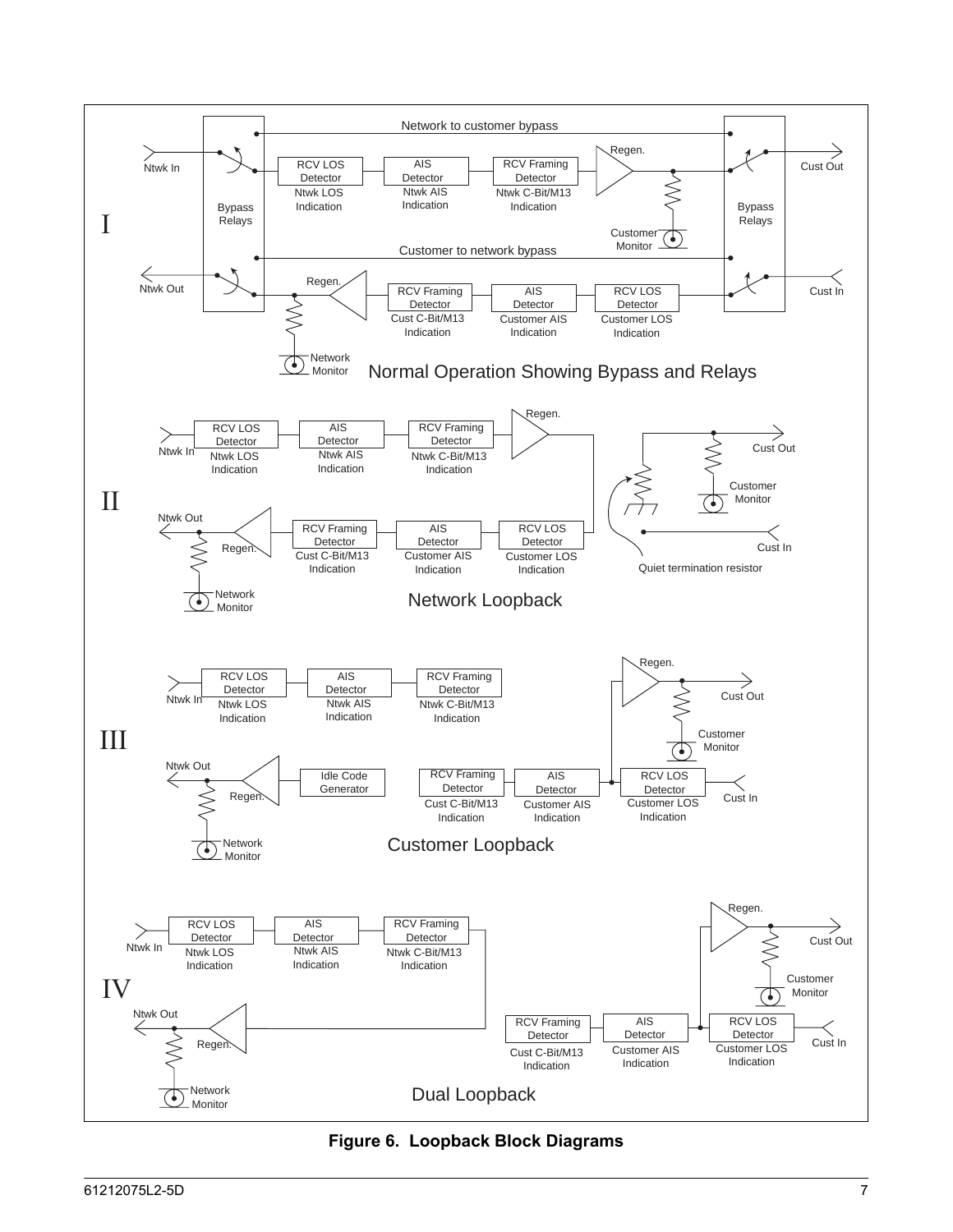**Figure 6. Loopback Block Diagrams**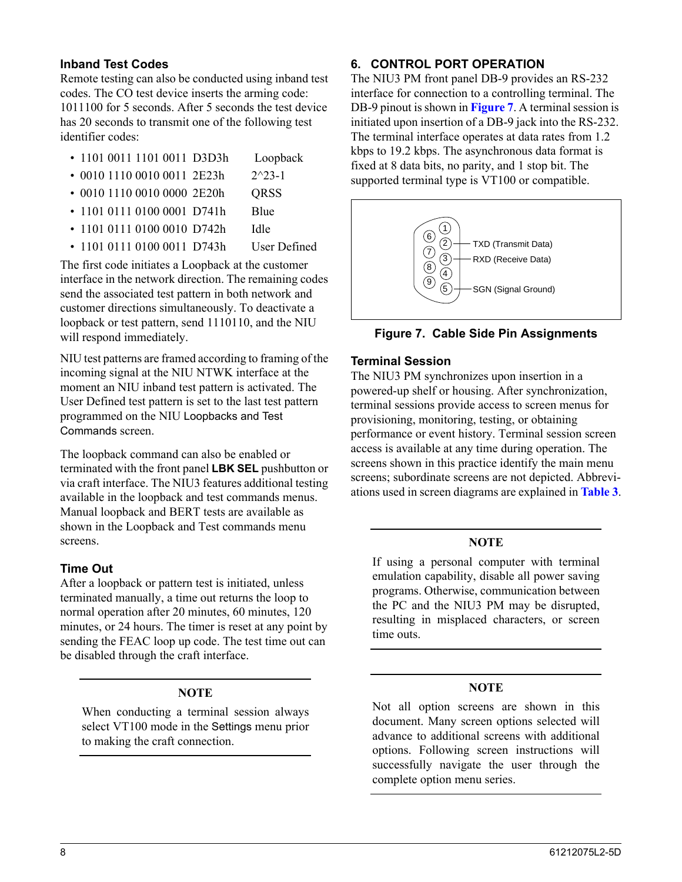### Inband Test Codes

Remote testing can also be conducted using inband test codes. The CO test device inserts the arming code: 1011100 for 5 seconds. After 5 seconds the test device has 20 seconds to transmit one of the following test identifier codes:

- 1101 0011 1101 0011 D3D3h Loopback
- 0010 1110 0010 0011 2E23h 2^23-1
- 0010 1110 0010 0000 2E20h QRSS
- 1101 0111 0100 0001 D741h Blue
- 1101 0111 0100 0010 D742h Idle
- 1101 0111 0100 0011 D743h User Defined

The first code initiates a Loopback at the customer interface in the network direction. The remaining codes send the associated test pattern in both network and customer directions simultaneously. To deactivate a loopback or test pattern, send 1110110, and the NIU will respond immediately.

NIU test patterns are framed according to framing of the incoming signal at the NIU NTWK interface at the moment an NIU inband test pattern is activated. The User Defined test pattern is set to the last test pattern programmed on the NIU Loopbacks and Test Commands screen.

The loopback command can also be enabled or terminated with the front panel **LBK SEL** pushbutton or via craft interface. The NIU3 features additional testing available in the loopback and test commands menus. Manual loopback and BERT tests are available as shown in the Loopback and Test commands menu screens.

### Time Out

After a loopback or pattern test is initiated, unless terminated manually, a time out returns the loop to normal operation after 20 minutes, 60 minutes, 120 minutes, or 24 hours. The timer is reset at any point by sending the FEAC loop up code. The test time out can be disabled through the craft interface.

---

**NOTE**

When conducting a terminal session always select VT100 mode in the Settings menu prior to making the craft connection.

---

## 6. CONTROL PORT OPERATION

The NIU3 PM front panel DB-9 provides an RS-232 interface for connection to a controlling terminal. The DB-9 pinout is shown in Figure 7. A terminal session is initiated upon insertion of a DB-9 jack into the RS-232. The terminal interface operates at data rates from 1.2 kbps to 19.2 kbps. The asynchronous data format is fixed at 8 data bits, no parity, and 1 stop bit. The supported terminal type is VT100 or compatible.

2 — TXD (Transmit Data)
3 — RXD (Receive Data)
5 — SGN (Signal Ground)

**Figure 7. Cable Side Pin Assignments**

### Terminal Session

The NIU3 PM synchronizes upon insertion in a powered-up shelf or housing. After synchronization, terminal sessions provide access to screen menus for provisioning, monitoring, testing, or obtaining performance or event history. Terminal session screen access is available at any time during operation. The screens shown in this practice identify the main menu screens; subordinate screens are not depicted. Abbreviations used in screen diagrams are explained in Table 3.

---

**NOTE**

If using a personal computer with terminal emulation capability, disable all power saving programs. Otherwise, communication between the PC and the NIU3 PM may be disrupted, resulting in misplaced characters, or screen time outs.

---

**NOTE**

Not all option screens are shown in this document. Many screen options selected will advance to additional screens with additional options. Following screen instructions will successfully navigate the user through the complete option menu series.

---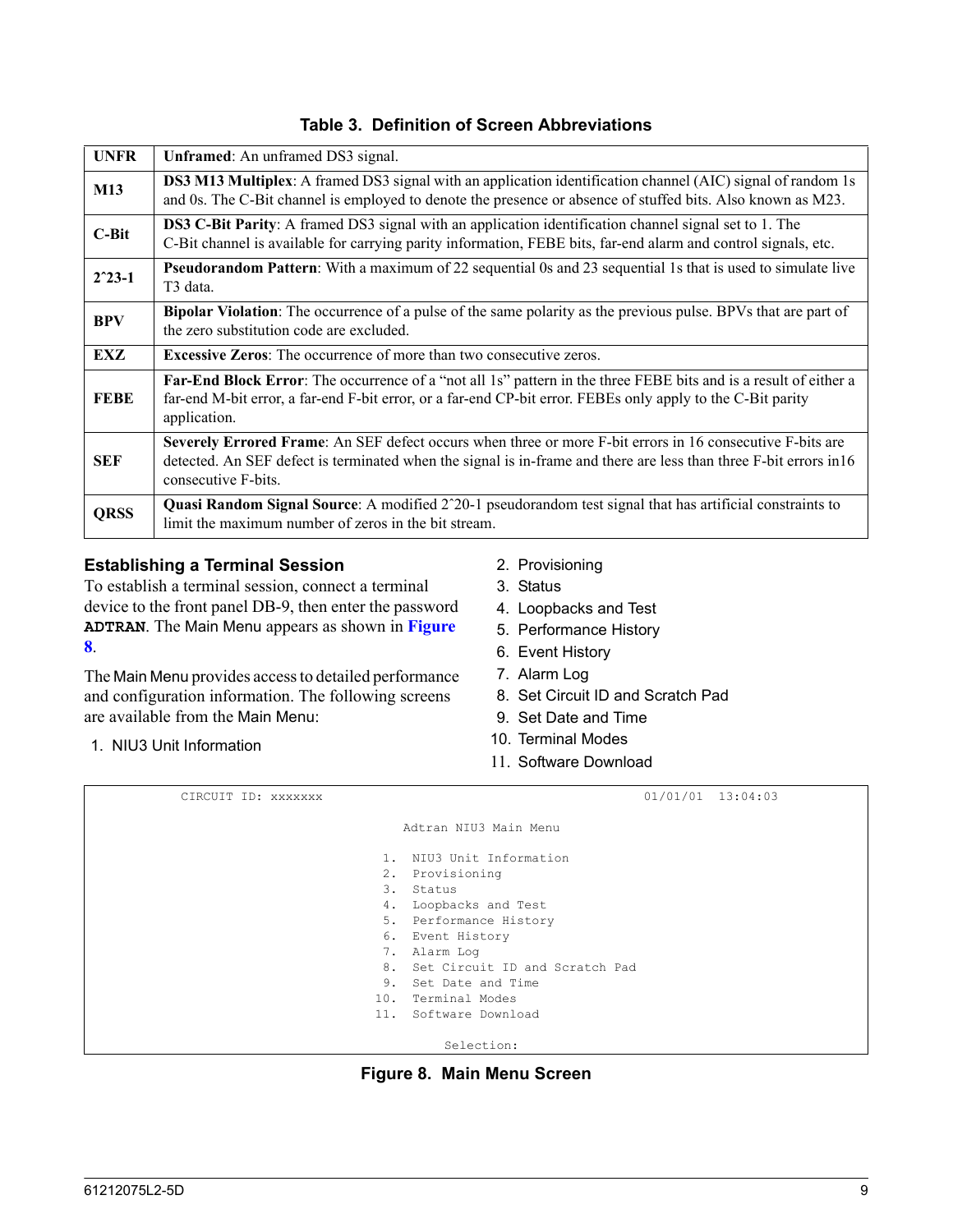**Table 3. Definition of Screen Abbreviations**

| | |
|---|---|
| **UNFR** | **Unframed**: An unframed DS3 signal. |
| **M13** | **DS3 M13 Multiplex**: A framed DS3 signal with an application identification channel (AIC) signal of random 1s and 0s. The C-Bit channel is employed to denote the presence or absence of stuffed bits. Also known as M23. |
| **C-Bit** | **DS3 C-Bit Parity**: A framed DS3 signal with an application identification channel signal set to 1. The C-Bit channel is available for carrying parity information, FEBE bits, far-end alarm and control signals, etc. |
| **2ˆ23-1** | **Pseudorandom Pattern**: With a maximum of 22 sequential 0s and 23 sequential 1s that is used to simulate live T3 data. |
| **BPV** | **Bipolar Violation**: The occurrence of a pulse of the same polarity as the previous pulse. BPVs that are part of the zero substitution code are excluded. |
| **EXZ** | **Excessive Zeros**: The occurrence of more than two consecutive zeros. |
| **FEBE** | **Far-End Block Error**: The occurrence of a “not all 1s” pattern in the three FEBE bits and is a result of either a far-end M-bit error, a far-end F-bit error, or a far-end CP-bit error. FEBEs only apply to the C-Bit parity application. |
| **SEF** | **Severely Errored Frame**: An SEF defect occurs when three or more F-bit errors in 16 consecutive F-bits are detected. An SEF defect is terminated when the signal is in-frame and there are less than three F-bit errors in16 consecutive F-bits. |
| **QRSS** | **Quasi Random Signal Source**: A modified 2ˆ20-1 pseudorandom test signal that has artificial constraints to limit the maximum number of zeros in the bit stream. |

### Establishing a Terminal Session

To establish a terminal session, connect a terminal device to the front panel DB-9, then enter the password **ADTRAN**. The Main Menu appears as shown in **Figure 8**.

The Main Menu provides access to detailed performance and configuration information. The following screens are available from the Main Menu:

1. NIU3 Unit Information
2. Provisioning
3. Status
4. Loopbacks and Test
5. Performance History
6. Event History
7. Alarm Log
8. Set Circuit ID and Scratch Pad
9. Set Date and Time
10. Terminal Modes
11. Software Download

```
          CIRCUIT ID: xxxxxxx                                    01/01/01  13:04:03

                                    Adtran NIU3 Main Menu

                                  1.  NIU3 Unit Information
                                  2.  Provisioning
                                  3.  Status
                                  4.  Loopbacks and Test
                                  5.  Performance History
                                  6.  Event History
                                  7.  Alarm Log
                                  8.  Set Circuit ID and Scratch Pad
                                  9.  Set Date and Time
                                 10.  Terminal Modes
                                 11.  Software Download

                                       Selection:
```

**Figure 8. Main Menu Screen**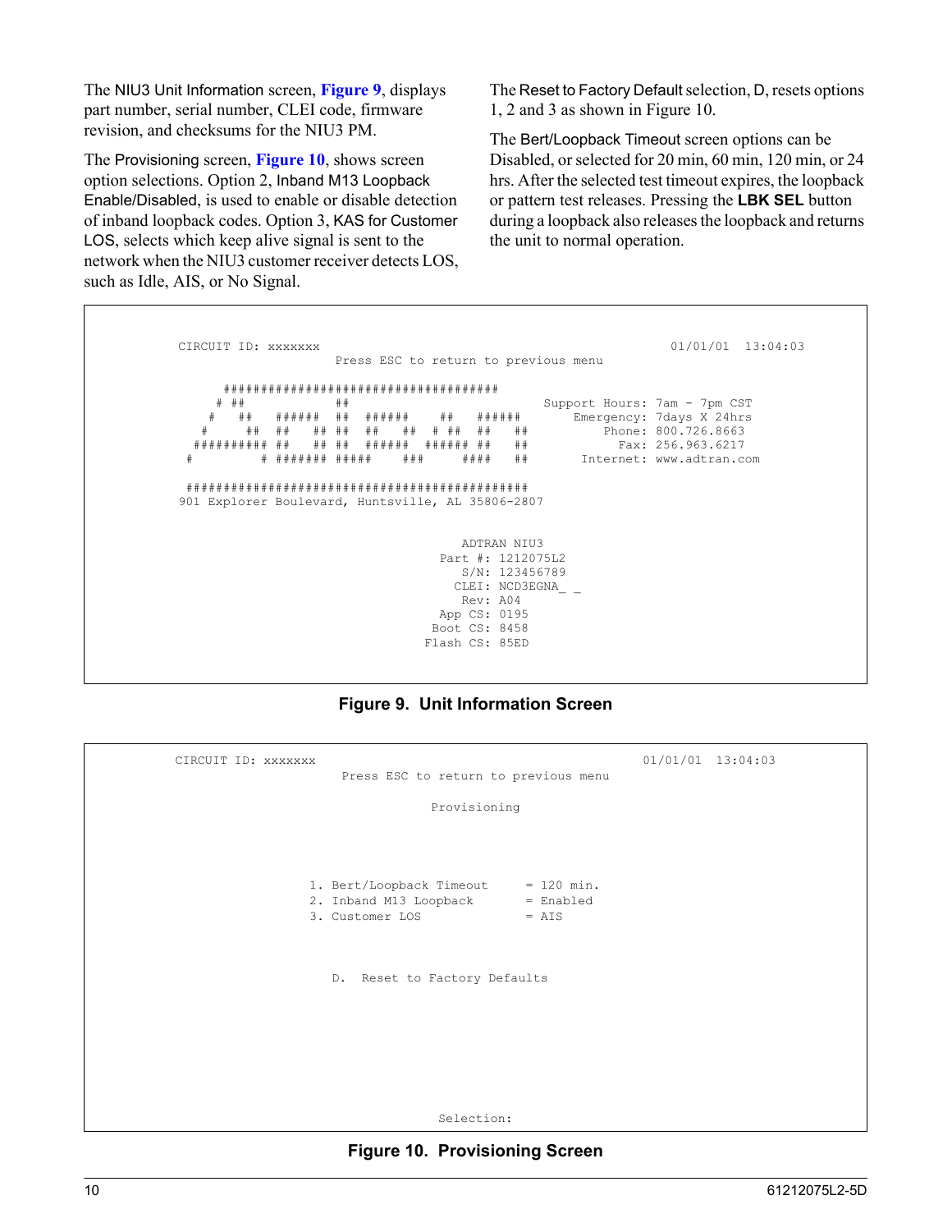The NIU3 Unit Information screen, **Figure 9**, displays part number, serial number, CLEI code, firmware revision, and checksums for the NIU3 PM.

The Provisioning screen, **Figure 10**, shows screen option selections. Option 2, Inband M13 Loopback Enable/Disabled, is used to enable or disable detection of inband loopback codes. Option 3, KAS for Customer LOS, selects which keep alive signal is sent to the network when the NIU3 customer receiver detects LOS, such as Idle, AIS, or No Signal.

The Reset to Factory Default selection, D, resets options 1, 2 and 3 as shown in Figure 10.

The Bert/Loopback Timeout screen options can be Disabled, or selected for 20 min, 60 min, 120 min, or 24 hrs. After the selected test timeout expires, the loopback or pattern test releases. Pressing the **LBK SEL** button during a loopback also releases the loopback and returns the unit to normal operation.

```
CIRCUIT ID: xxxxxxx                                                     01/01/01  13:04:03
                     Press ESC to return to previous menu

      #####################################
     # ##           ##                        Support Hours: 7am - 7pm CST
    #   ##   ######  ##  ######    ##   ######       Emergency: 7days X 24hrs
   #     ##  ##   ## ##  ##   ##  # ##  ##   ##          Phone: 800.726.8663
  ########## ##   ## ##  ######  ###### ##   ##            Fax: 256.963.6217
 #         # ####### #####    ###     ####   ##       Internet: www.adtran.com

 ###############################################
901 Explorer Boulevard, Huntsville, AL 35806-2807


                                         ADTRAN NIU3
                                      Part #: 1212075L2
                                         S/N: 123456789
                                        CLEI: NCD3EGNA_ _
                                         Rev: A04
                                      App CS: 0195
                                     Boot CS: 8458
                                    Flash CS: 85ED
```

**Figure 9. Unit Information Screen**

```
CIRCUIT ID: xxxxxxx                                                 01/01/01  13:04:03
                      Press ESC to return to previous menu

                                  Provisioning



                   1. Bert/Loopback Timeout      = 120 min.
                   2. Inband M13 Loopback        = Enabled
                   3. Customer LOS               = AIS



                      D.  Reset to Factory Defaults







                                   Selection:
```

**Figure 10. Provisioning Screen**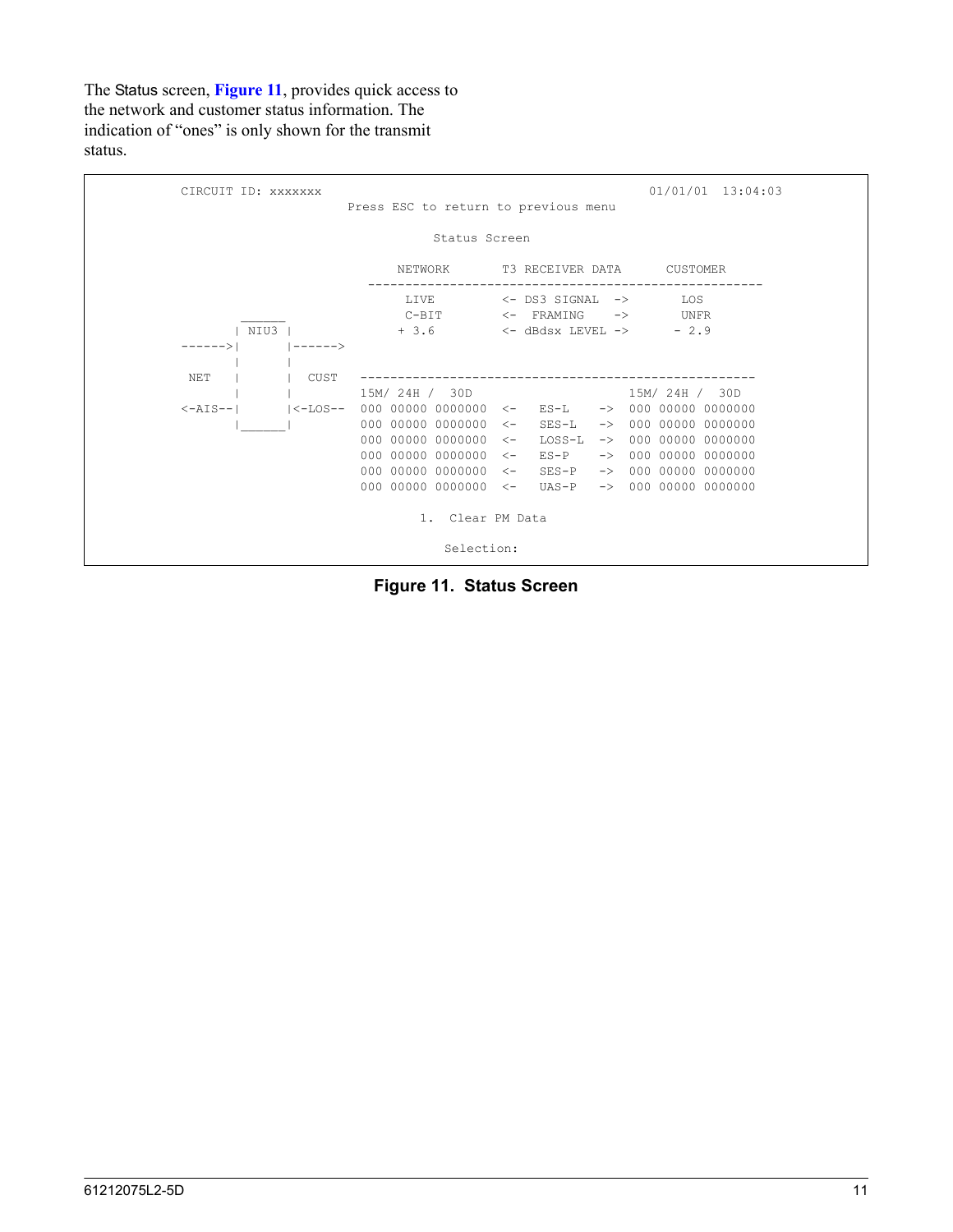The Status screen, **Figure 11**, provides quick access to the network and customer status information. The indication of "ones" is only shown for the transmit status.

```
CIRCUIT ID: xxxxxxx                                              01/01/01  13:04:03
                       Press ESC to return to previous menu

                                    Status Screen

                            NETWORK       T3 RECEIVER DATA      CUSTOMER
                          ---------------------------------------------------
                             LIVE         <- DS3 SIGNAL  ->       LOS
               ______        C-BIT        <-  FRAMING    ->       UNFR
              | NIU3 |       + 3.6        <- dBdsx LEVEL ->      - 2.9
       ------>|      |------>
              |      |
   NET        |      |  CUST  ---------------------------------------------------
              |      |        15M/ 24H /  30D                    15M/ 24H /  30D
   <-AIS--|      |<-LOS--  000 00000 0000000  <-   ES-L    ->  000 00000 0000000
              |______|        000 00000 0000000  <-   SES-L   ->  000 00000 0000000
                              000 00000 0000000  <-   LOSS-L  ->  000 00000 0000000
                              000 00000 0000000  <-   ES-P    ->  000 00000 0000000
                              000 00000 0000000  <-   SES-P   ->  000 00000 0000000
                              000 00000 0000000  <-   UAS-P   ->  000 00000 0000000

                                    1.  Clear PM Data

                                       Selection:
```

**Figure 11. Status Screen**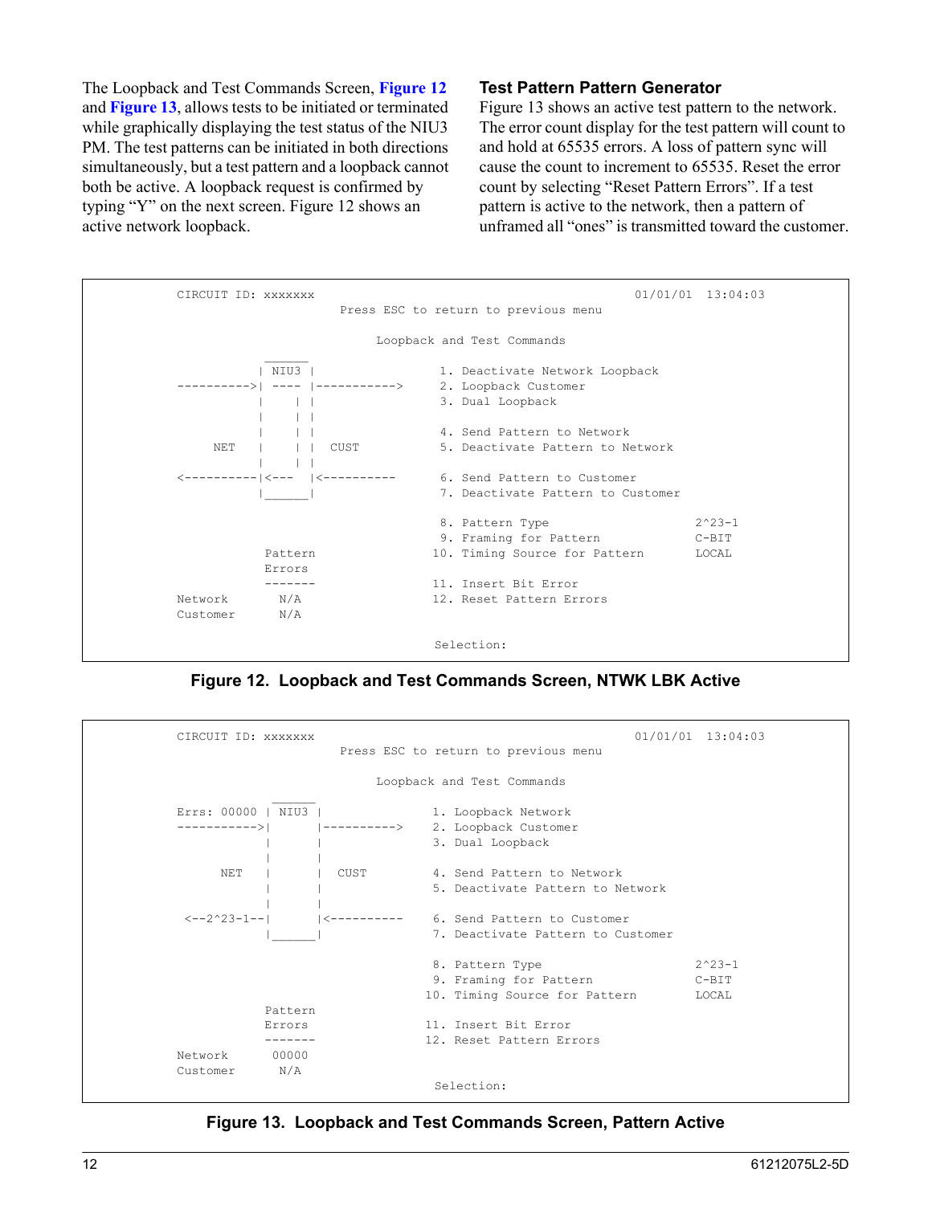The Loopback and Test Commands Screen, **Figure 12** and **Figure 13**, allows tests to be initiated or terminated while graphically displaying the test status of the NIU3 PM. The test patterns can be initiated in both directions simultaneously, but a test pattern and a loopback cannot both be active. A loopback request is confirmed by typing "Y" on the next screen. Figure 12 shows an active network loopback.

### Test Pattern Pattern Generator

Figure 13 shows an active test pattern to the network. The error count display for the test pattern will count to and hold at 65535 errors. A loss of pattern sync will cause the count to increment to 65535. Reset the error count by selecting "Reset Pattern Errors". If a test pattern is active to the network, then a pattern of unframed all "ones" is transmitted toward the customer.

```
CIRCUIT ID: xxxxxxx                                         01/01/01  13:04:03
                      Press ESC to return to previous menu

                           Loopback and Test Commands
              ______
             | NIU3 |                1. Deactivate Network Loopback
----------->| ---- |----------->    2. Loopback Customer
             |    | |                3. Dual Loopback
             |    | |
             |    | |                4. Send Pattern to Network
     NET     |    | |  CUST          5. Deactivate Pattern to Network
             |    | |
<-----------|<---  |<-----------    6. Send Pattern to Customer
             |______|                7. Deactivate Pattern to Customer

                                     8. Pattern Type                   2^23-1
                                     9. Framing for Pattern            C-BIT
             Pattern                10. Timing Source for Pattern      LOCAL
             Errors
             -------                11. Insert Bit Error
Network        N/A                  12. Reset Pattern Errors
Customer       N/A

                                     Selection:
```

**Figure 12. Loopback and Test Commands Screen, NTWK LBK Active**

```
CIRCUIT ID: xxxxxxx                                         01/01/01  13:04:03
                      Press ESC to return to previous menu

                           Loopback and Test Commands
                ______
Errs: 00000 | NIU3 |                1. Loopback Network
----------->|      |----------->    2. Loopback Customer
               |      |              3. Dual Loopback
               |      |
     NET       |      |  CUST        4. Send Pattern to Network
               |      |              5. Deactivate Pattern to Network
               |      |
 <--2^23-1--|      |<-----------    6. Send Pattern to Customer
               |______|              7. Deactivate Pattern to Customer

                                     8. Pattern Type                   2^23-1
                                     9. Framing for Pattern            C-BIT
                                    10. Timing Source for Pattern      LOCAL
             Pattern
             Errors                 11. Insert Bit Error
             -------                12. Reset Pattern Errors
Network       00000
Customer       N/A
                                     Selection:
```

**Figure 13. Loopback and Test Commands Screen, Pattern Active**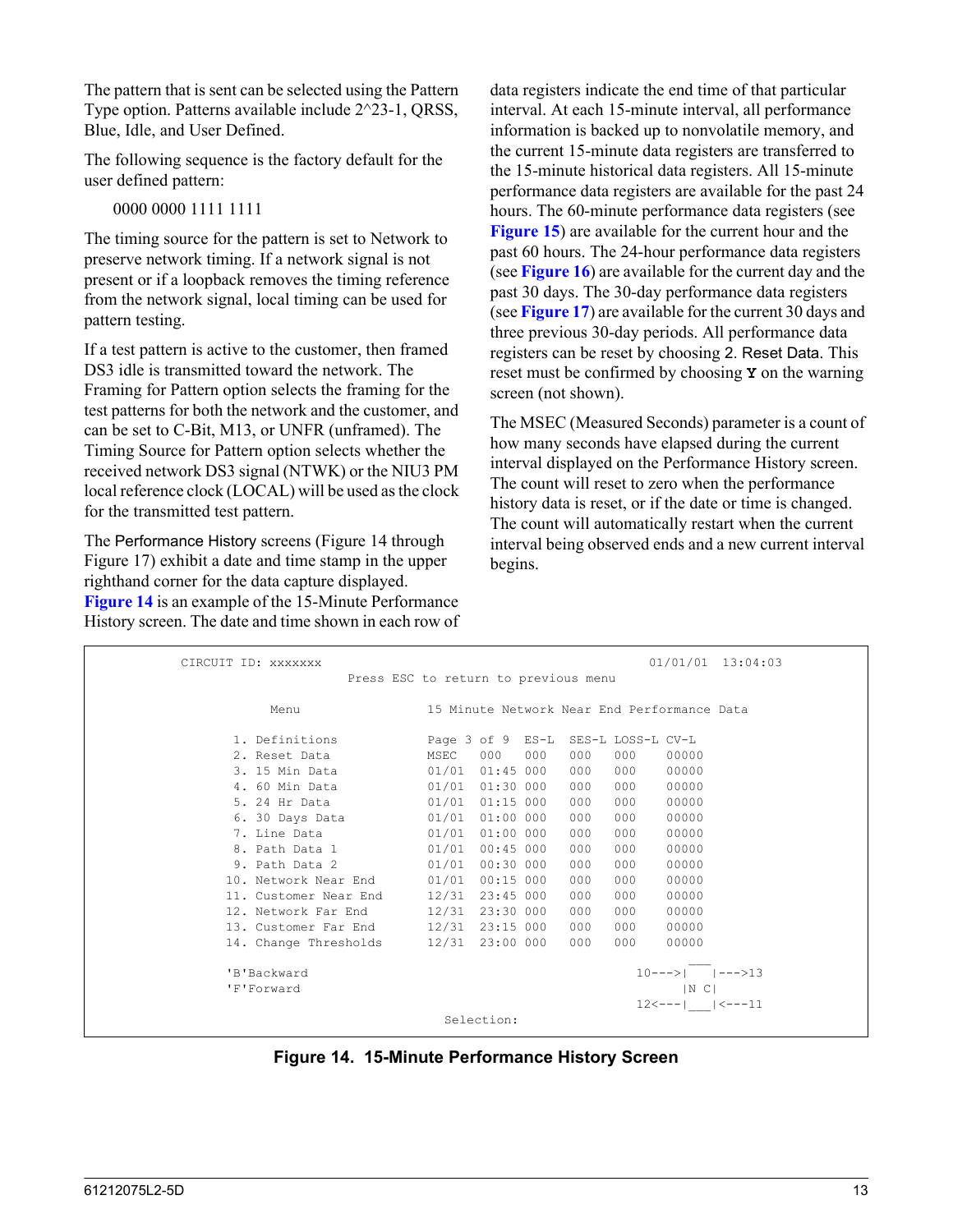The pattern that is sent can be selected using the Pattern Type option. Patterns available include 2^23-1, QRSS, Blue, Idle, and User Defined.

The following sequence is the factory default for the user defined pattern:

0000 0000 1111 1111

The timing source for the pattern is set to Network to preserve network timing. If a network signal is not present or if a loopback removes the timing reference from the network signal, local timing can be used for pattern testing.

If a test pattern is active to the customer, then framed DS3 idle is transmitted toward the network. The Framing for Pattern option selects the framing for the test patterns for both the network and the customer, and can be set to C-Bit, M13, or UNFR (unframed). The Timing Source for Pattern option selects whether the received network DS3 signal (NTWK) or the NIU3 PM local reference clock (LOCAL) will be used as the clock for the transmitted test pattern.

The Performance History screens (Figure 14 through Figure 17) exhibit a date and time stamp in the upper righthand corner for the data capture displayed. **Figure 14** is an example of the 15-Minute Performance History screen. The date and time shown in each row of data registers indicate the end time of that particular interval. At each 15-minute interval, all performance information is backed up to nonvolatile memory, and the current 15-minute data registers are transferred to the 15-minute historical data registers. All 15-minute performance data registers are available for the past 24 hours. The 60-minute performance data registers (see **Figure 15**) are available for the current hour and the past 60 hours. The 24-hour performance data registers (see **Figure 16**) are available for the current day and the past 30 days. The 30-day performance data registers (see **Figure 17**) are available for the current 30 days and three previous 30-day periods. All performance data registers can be reset by choosing 2. Reset Data. This reset must be confirmed by choosing **Y** on the warning screen (not shown).

The MSEC (Measured Seconds) parameter is a count of how many seconds have elapsed during the current interval displayed on the Performance History screen. The count will reset to zero when the performance history data is reset, or if the date or time is changed. The count will automatically restart when the current interval being observed ends and a new current interval begins.

```
            CIRCUIT ID: xxxxxxx                                          01/01/01  13:04:03
                                    Press ESC to return to previous menu

                  Menu                     15 Minute Network Near End Performance Data

               1. Definitions              Page 3 of 9  ES-L  SES-L LOSS-L CV-L
               2. Reset Data               MSEC   000   000   000   000    00000
               3. 15 Min Data              01/01  01:45 000   000   000    00000
               4. 60 Min Data              01/01  01:30 000   000   000    00000
               5. 24 Hr Data               01/01  01:15 000   000   000    00000
               6. 30 Days Data             01/01  01:00 000   000   000    00000
               7. Line Data                01/01  01:00 000   000   000    00000
               8. Path Data 1              01/01  00:45 000   000   000    00000
               9. Path Data 2              01/01  00:30 000   000   000    00000
              10. Network Near End         01/01  00:15 000   000   000    00000
              11. Customer Near End        12/31  23:45 000   000   000    00000
              12. Network Far End          12/31  23:30 000   000   000    00000
              13. Customer Far End         12/31  23:15 000   000   000    00000
              14. Change Thresholds        12/31  23:00 000   000   000    00000
                                                                                ___
              'B'Backward                                                10--->|   |--->13
              'F'Forward                                                       |N C|
                                                                         12<---|___|<---11
                                                 Selection:
```

**Figure 14. 15-Minute Performance History Screen**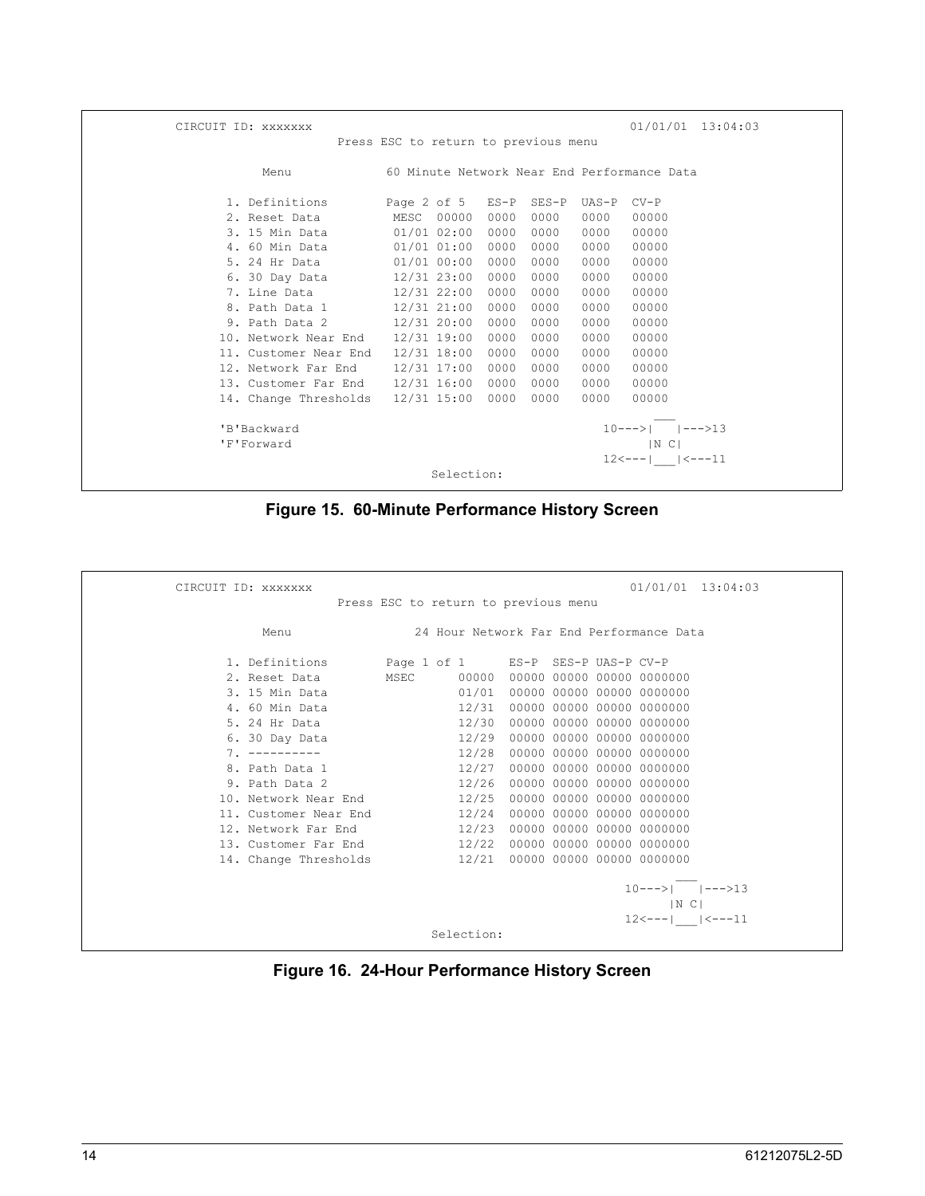```
CIRCUIT ID: xxxxxxx                                              01/01/01  13:04:03
                      Press ESC to return to previous menu

      Menu             60 Minute Network Near End Performance Data

   1. Definitions        Page 2 of 5   ES-P  SES-P  UAS-P  CV-P
   2. Reset Data          MESC  00000  0000  0000   0000   00000
   3. 15 Min Data         01/01 02:00  0000  0000   0000   00000
   4. 60 Min Data         01/01 01:00  0000  0000   0000   00000
   5. 24 Hr Data          01/01 00:00  0000  0000   0000   00000
   6. 30 Day Data         12/31 23:00  0000  0000   0000   00000
   7. Line Data           12/31 22:00  0000  0000   0000   00000
   8. Path Data 1         12/31 21:00  0000  0000   0000   00000
   9. Path Data 2         12/31 20:00  0000  0000   0000   00000
  10. Network Near End    12/31 19:00  0000  0000   0000   00000
  11. Customer Near End   12/31 18:00  0000  0000   0000   00000
  12. Network Far End     12/31 17:00  0000  0000   0000   00000
  13. Customer Far End    12/31 16:00  0000  0000   0000   00000
  14. Change Thresholds   12/31 15:00  0000  0000   0000   00000
                                                              ___
  'B'Backward                                           10--->|   |--->13
  'F'Forward                                                  |N C|
                                                        12<---|___|<---11
                                Selection:
```

**Figure 15. 60-Minute Performance History Screen**

```
CIRCUIT ID: xxxxxxx                                              01/01/01  13:04:03
                      Press ESC to return to previous menu

      Menu                 24 Hour Network Far End Performance Data

   1. Definitions        Page 1 of 1      ES-P  SES-P UAS-P CV-P
   2. Reset Data        MSEC       00000  00000 00000 00000 0000000
   3. 15 Min Data                  01/01  00000 00000 00000 0000000
   4. 60 Min Data                  12/31  00000 00000 00000 0000000
   5. 24 Hr Data                   12/30  00000 00000 00000 0000000
   6. 30 Day Data                  12/29  00000 00000 00000 0000000
   7. ----------                   12/28  00000 00000 00000 0000000
   8. Path Data 1                  12/27  00000 00000 00000 0000000
   9. Path Data 2                  12/26  00000 00000 00000 0000000
  10. Network Near End             12/25  00000 00000 00000 0000000
  11. Customer Near End            12/24  00000 00000 00000 0000000
  12. Network Far End              12/23  00000 00000 00000 0000000
  13. Customer Far End             12/22  00000 00000 00000 0000000
  14. Change Thresholds            12/21  00000 00000 00000 0000000
                                                                 ___
                                                           10--->|   |--->13
                                                                 |N C|
                                                           12<---|___|<---11
                                Selection:
```

**Figure 16. 24-Hour Performance History Screen**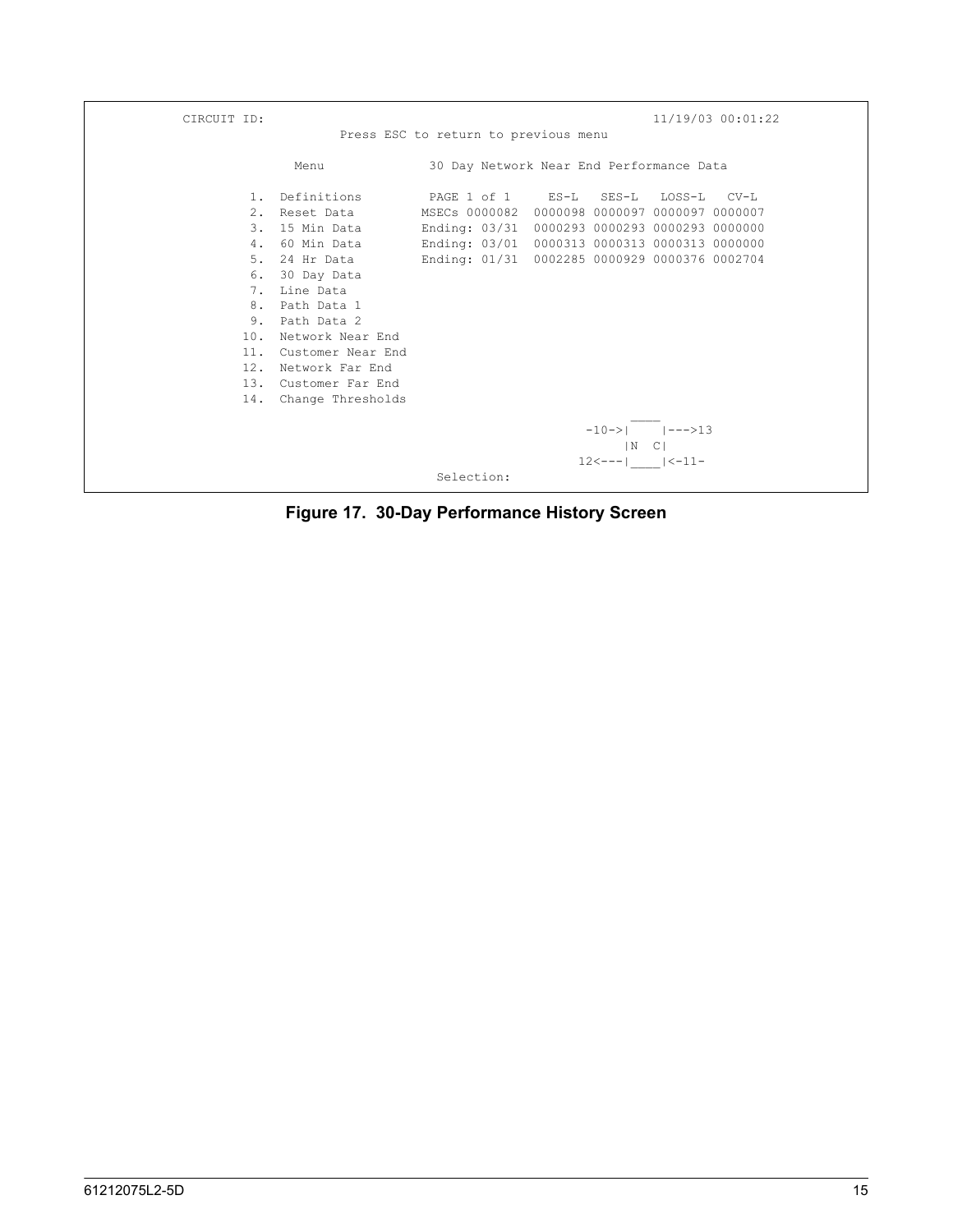```
          CIRCUIT ID:                                                       11/19/03 00:01:22
                         Press ESC to return to previous menu

               Menu              30 Day Network Near End Performance Data

          1.  Definitions         PAGE 1 of 1     ES-L   SES-L   LOSS-L   CV-L
          2.  Reset Data         MSECs 0000082  0000098 0000097 0000097 0000007
          3.  15 Min Data        Ending: 03/31  0000293 0000293 0000293 0000000
          4.  60 Min Data        Ending: 03/01  0000313 0000313 0000313 0000000
          5.  24 Hr Data         Ending: 01/31  0002285 0000929 0000376 0002704
          6.  30 Day Data
          7.  Line Data
          8.  Path Data 1
          9.  Path Data 2
         10.  Network Near End
         11.  Customer Near End
         12.  Network Far End
         13.  Customer Far End
         14.  Change Thresholds
                                                                 ____
                                                           -10->|    |--->13
                                                                |N  C|
                                                          12<---|____|<-11-
                                  Selection:
```

**Figure 17. 30-Day Performance History Screen**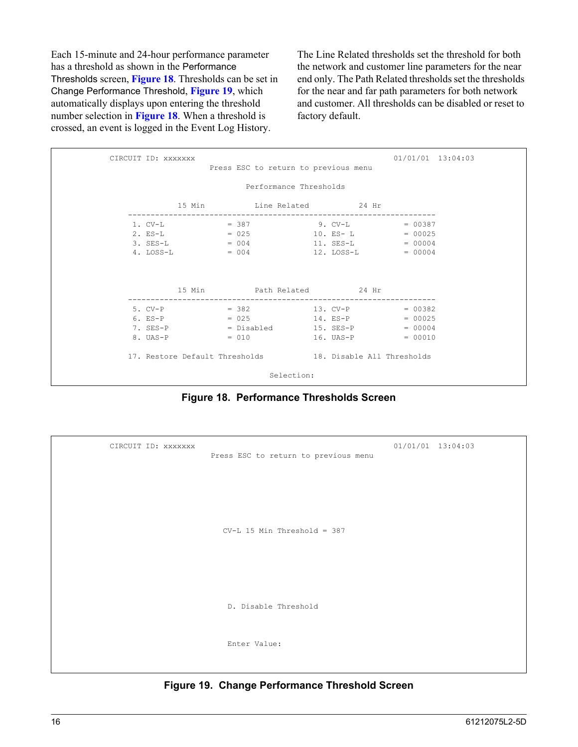Each 15-minute and 24-hour performance parameter has a threshold as shown in the Performance Thresholds screen, **Figure 18**. Thresholds can be set in Change Performance Threshold, **Figure 19**, which automatically displays upon entering the threshold number selection in **Figure 18**. When a threshold is crossed, an event is logged in the Event Log History.

The Line Related thresholds set the threshold for both the network and customer line parameters for the near end only. The Path Related thresholds set the thresholds for the near and far path parameters for both network and customer. All thresholds can be disabled or reset to factory default.

```
CIRCUIT ID: xxxxxxx                                   01/01/01  13:04:03
                     Press ESC to return to previous menu

                             Performance Thresholds

            15 Min          Line Related           24 Hr
    --------------------------------------------------------------------
     1. CV-L             = 387             9. CV-L            = 00387
     2. ES-L             = 025            10. ES- L           = 00025
     3. SES-L            = 004            11. SES-L           = 00004
     4. LOSS-L           = 004            12. LOSS-L          = 00004



            15 Min          Path Related           24 Hr
    --------------------------------------------------------------------
     5. CV-P             = 382            13. CV-P            = 00382
     6. ES-P             = 025            14. ES-P            = 00025
     7. SES-P            = Disabled       15. SES-P           = 00004
     8. UAS-P            = 010            16. UAS-P           = 00010

    17. Restore Default Thresholds        18. Disable All Thresholds

                                  Selection:
```

**Figure 18. Performance Thresholds Screen**

```
CIRCUIT ID: xxxxxxx                                   01/01/01  13:04:03
                     Press ESC to return to previous menu




                        CV-L 15 Min Threshold = 387




                          D. Disable Threshold


                          Enter Value:
```

**Figure 19. Change Performance Threshold Screen**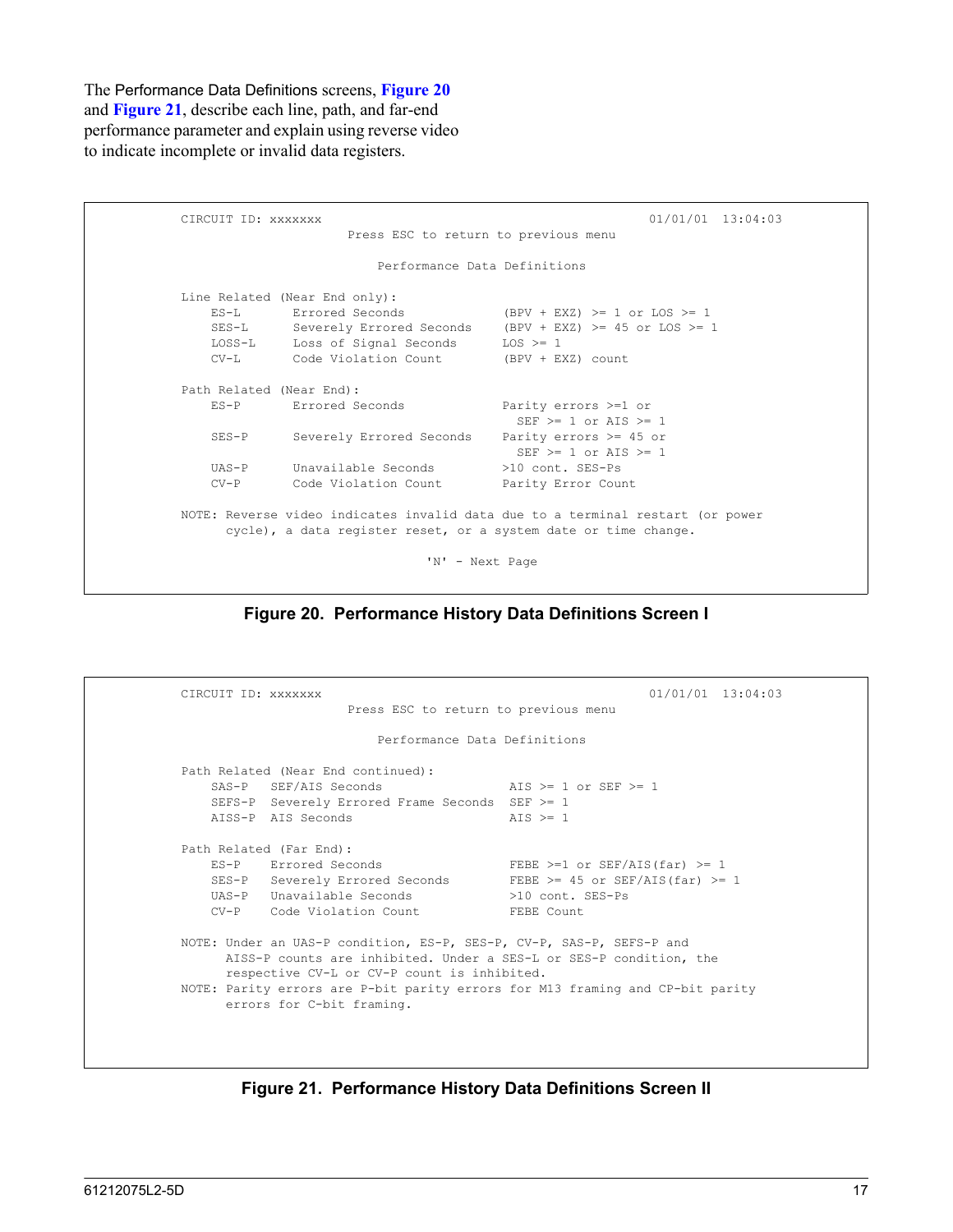The Performance Data Definitions screens, **Figure 20** and **Figure 21**, describe each line, path, and far-end performance parameter and explain using reverse video to indicate incomplete or invalid data registers.

```
CIRCUIT ID: xxxxxxx                                           01/01/01  13:04:03
                      Press ESC to return to previous menu

                          Performance Data Definitions

Line Related (Near End only):
    ES-L       Errored Seconds             (BPV + EXZ) >= 1 or LOS >= 1
    SES-L      Severely Errored Seconds    (BPV + EXZ) >= 45 or LOS >= 1
    LOSS-L     Loss of Signal Seconds      LOS >= 1
    CV-L       Code Violation Count        (BPV + EXZ) count

Path Related (Near End):
    ES-P       Errored Seconds             Parity errors >=1 or
                                             SEF >= 1 or AIS >= 1
    SES-P      Severely Errored Seconds    Parity errors >= 45 or
                                             SEF >= 1 or AIS >= 1
    UAS-P      Unavailable Seconds         >10 cont. SES-Ps
    CV-P       Code Violation Count        Parity Error Count

NOTE: Reverse video indicates invalid data due to a terminal restart (or power
      cycle), a data register reset, or a system date or time change.

                                'N' - Next Page
```

**Figure 20. Performance History Data Definitions Screen I**

```
CIRCUIT ID: xxxxxxx                                           01/01/01  13:04:03
                      Press ESC to return to previous menu

                          Performance Data Definitions

Path Related (Near End continued):
    SAS-P   SEF/AIS Seconds                 AIS >= 1 or SEF >= 1
    SEFS-P  Severely Errored Frame Seconds  SEF >= 1
    AISS-P  AIS Seconds                     AIS >= 1

Path Related (Far End):
    ES-P    Errored Seconds                 FEBE >=1 or SEF/AIS(far) >= 1
    SES-P   Severely Errored Seconds        FEBE >= 45 or SEF/AIS(far) >= 1
    UAS-P   Unavailable Seconds             >10 cont. SES-Ps
    CV-P    Code Violation Count            FEBE Count

NOTE: Under an UAS-P condition, ES-P, SES-P, CV-P, SAS-P, SEFS-P and
      AISS-P counts are inhibited. Under a SES-L or SES-P condition, the
      respective CV-L or CV-P count is inhibited.
NOTE: Parity errors are P-bit parity errors for M13 framing and CP-bit parity
      errors for C-bit framing.
```

**Figure 21. Performance History Data Definitions Screen II**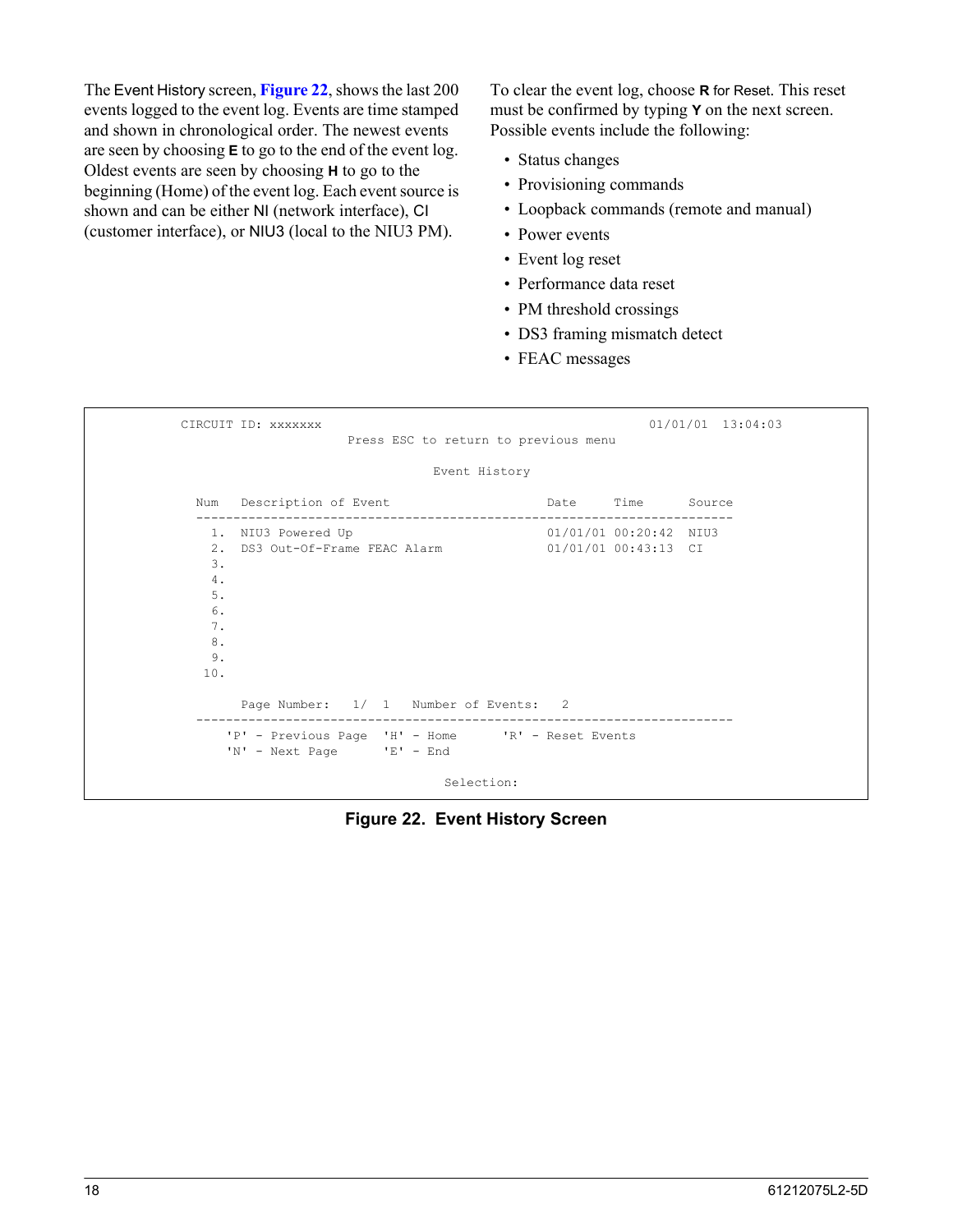The Event History screen, **Figure 22**, shows the last 200 events logged to the event log. Events are time stamped and shown in chronological order. The newest events are seen by choosing **E** to go to the end of the event log. Oldest events are seen by choosing **H** to go to the beginning (Home) of the event log. Each event source is shown and can be either NI (network interface), CI (customer interface), or NIU3 (local to the NIU3 PM).

To clear the event log, choose **R** for Reset. This reset must be confirmed by typing **Y** on the next screen. Possible events include the following:

- Status changes
- Provisioning commands
- Loopback commands (remote and manual)
- Power events
- Event log reset
- Performance data reset
- PM threshold crossings
- DS3 framing mismatch detect
- FEAC messages

```
           CIRCUIT ID: xxxxxxx                                           01/01/01  13:04:03
                                 Press ESC to return to previous menu

                                            Event History

             Num   Description of Event                    Date      Time      Source
             ------------------------------------------------------------------------
               1.  NIU3 Powered Up                         01/01/01 00:20:42  NIU3
               2.  DS3 Out-Of-Frame FEAC Alarm             01/01/01 00:43:13  CI
               3.
               4.
               5.
               6.
               7.
               8.
               9.
              10.

                   Page Number:   1/  1   Number of Events:   2
             ------------------------------------------------------------------------
                 'P' - Previous Page  'H' - Home      'R' - Reset Events
                 'N' - Next Page      'E' - End

                                             Selection:
```

**Figure 22. Event History Screen**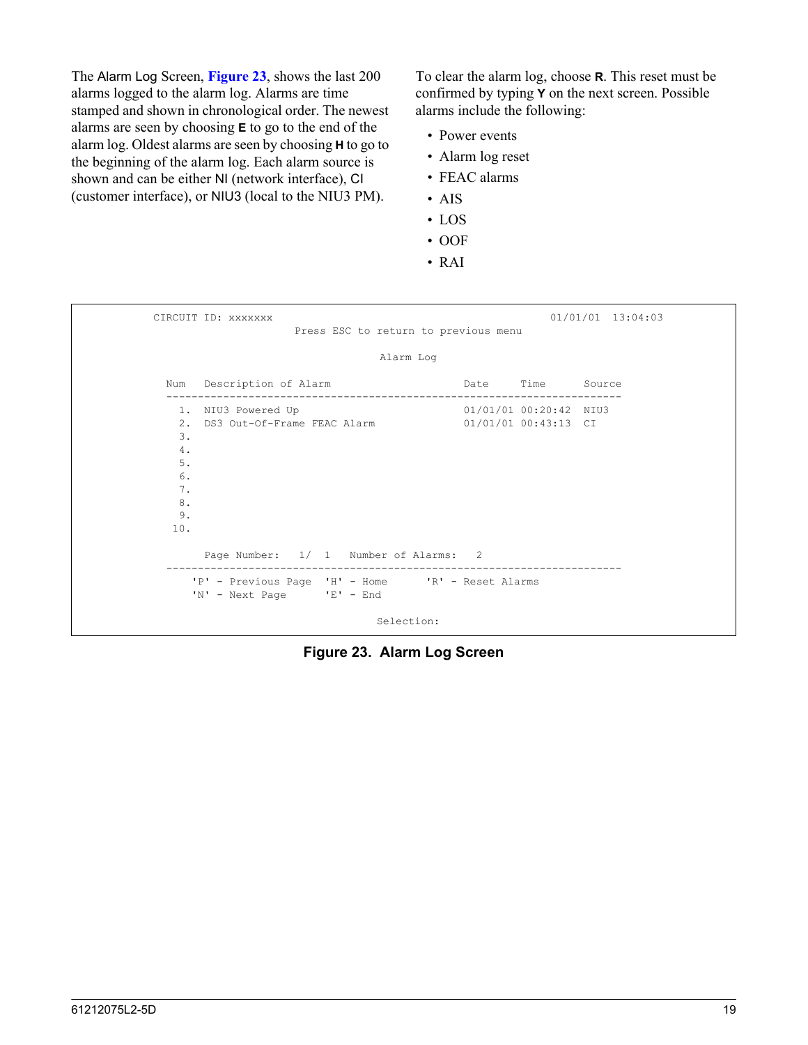The Alarm Log Screen, **Figure 23**, shows the last 200 alarms logged to the alarm log. Alarms are time stamped and shown in chronological order. The newest alarms are seen by choosing **E** to go to the end of the alarm log. Oldest alarms are seen by choosing **H** to go to the beginning of the alarm log. Each alarm source is shown and can be either NI (network interface), CI (customer interface), or NIU3 (local to the NIU3 PM).

To clear the alarm log, choose **R**. This reset must be confirmed by typing **Y** on the next screen. Possible alarms include the following:

- Power events
- Alarm log reset
- FEAC alarms
- AIS
- LOS
- OOF
- RAI

```
          CIRCUIT ID: xxxxxxx                                       01/01/01  13:04:03
                              Press ESC to return to previous menu

                                           Alarm Log

            Num   Description of Alarm                     Date      Time      Source
            -----------------------------------------------------------------------
              1.  NIU3 Powered Up                          01/01/01 00:20:42  NIU3
              2.  DS3 Out-Of-Frame FEAC Alarm              01/01/01 00:43:13  CI
              3.
              4.
              5.
              6.
              7.
              8.
              9.
             10.

                  Page Number:   1/  1   Number of Alarms:   2
            -----------------------------------------------------------------------
                'P' - Previous Page  'H' - Home      'R' - Reset Alarms
                'N' - Next Page      'E' - End

                                          Selection:
```

**Figure 23. Alarm Log Screen**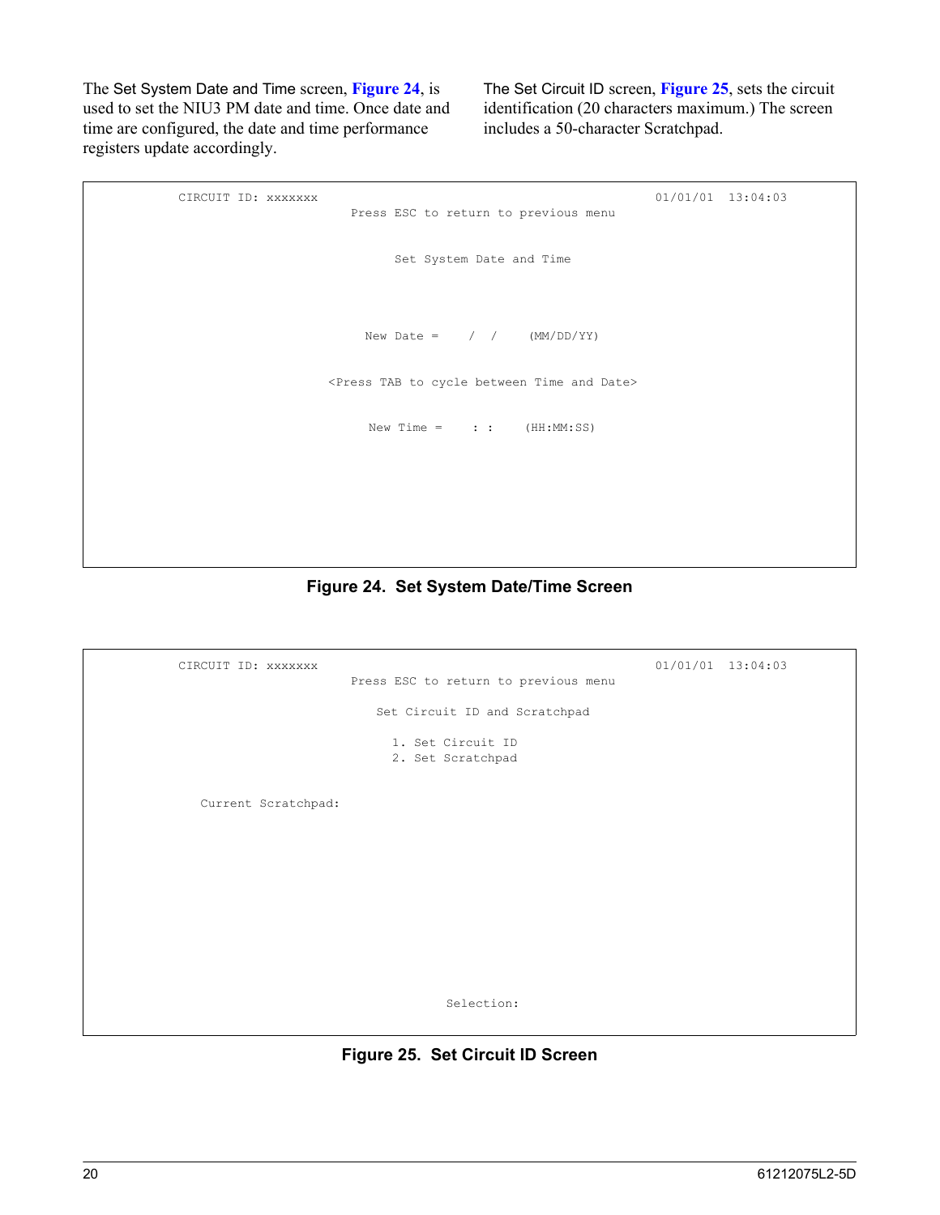The Set System Date and Time screen, **Figure 24**, is used to set the NIU3 PM date and time. Once date and time are configured, the date and time performance registers update accordingly.

The Set Circuit ID screen, **Figure 25**, sets the circuit identification (20 characters maximum.) The screen includes a 50-character Scratchpad.

```
          CIRCUIT ID: xxxxxxx                                        01/01/01  13:04:03
                                   Press ESC to return to previous menu

                                        Set System Date and Time



                                     New Date =    /  /    (MM/DD/YY)

                                  <Press TAB to cycle between Time and Date>

                                     New Time =    : :    (HH:MM:SS)
```

**Figure 24. Set System Date/Time Screen**

```
          CIRCUIT ID: xxxxxxx                                        01/01/01  13:04:03
                                   Press ESC to return to previous menu

                                      Set Circuit ID and Scratchpad

                                        1. Set Circuit ID
                                        2. Set Scratchpad


             Current Scratchpad:









                                             Selection:
```

**Figure 25. Set Circuit ID Screen**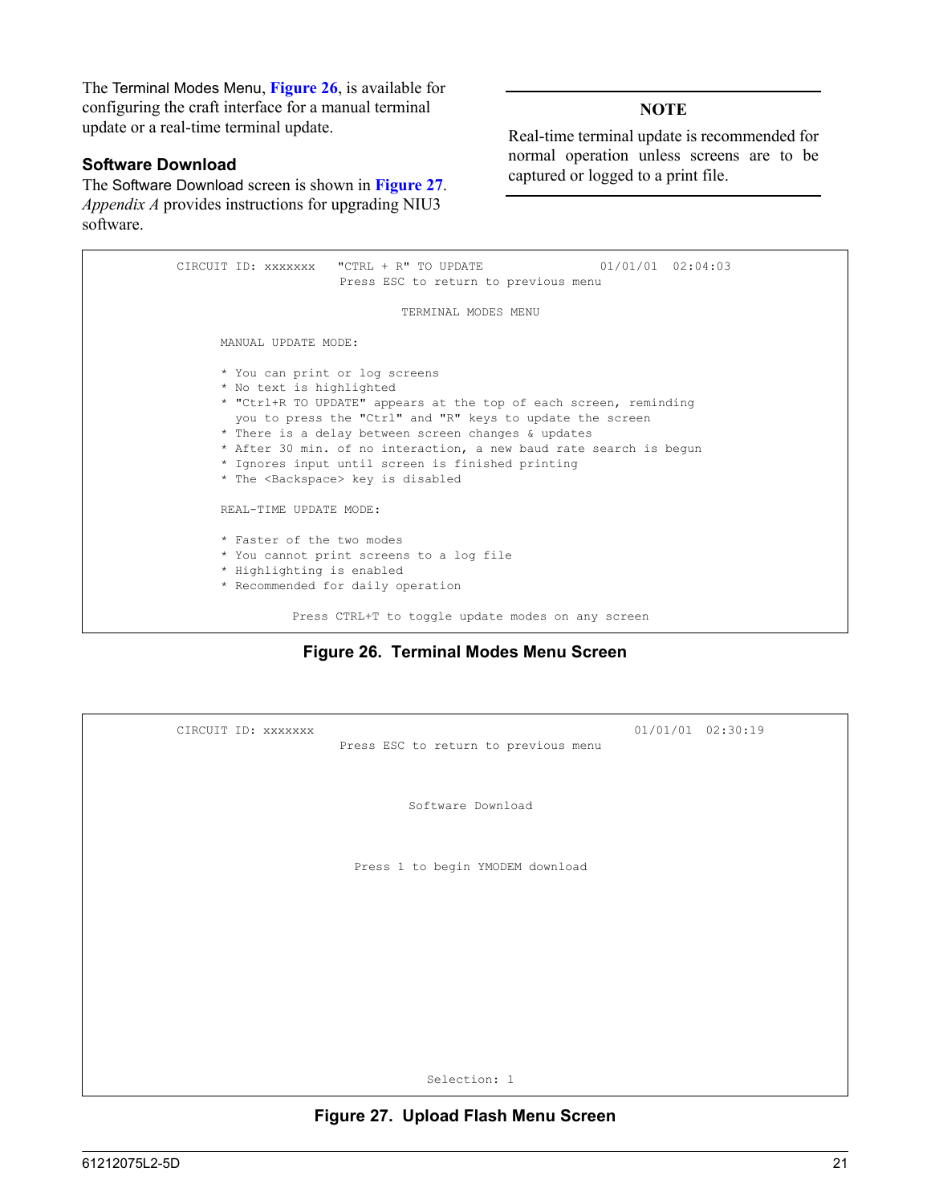The Terminal Modes Menu, **Figure 26**, is available for configuring the craft interface for a manual terminal update or a real-time terminal update.

---

**NOTE**

Real-time terminal update is recommended for normal operation unless screens are to be captured or logged to a print file.

---

### Software Download

The Software Download screen is shown in **Figure 27**. *Appendix A* provides instructions for upgrading NIU3 software.

```
CIRCUIT ID: xxxxxxx    "CTRL + R" TO UPDATE              01/01/01  02:04:03
                       Press ESC to return to previous menu

                                TERMINAL MODES MENU

      MANUAL UPDATE MODE:

      * You can print or log screens
      * No text is highlighted
      * "Ctrl+R TO UPDATE" appears at the top of each screen, reminding
        you to press the "Ctrl" and "R" keys to update the screen
      * There is a delay between screen changes & updates
      * After 30 min. of no interaction, a new baud rate search is begun
      * Ignores input until screen is finished printing
      * The <Backspace> key is disabled

      REAL-TIME UPDATE MODE:

      * Faster of the two modes
      * You cannot print screens to a log file
      * Highlighting is enabled
      * Recommended for daily operation

                Press CTRL+T to toggle update modes on any screen
```

**Figure 26. Terminal Modes Menu Screen**

```
CIRCUIT ID: xxxxxxx                                    01/01/01  02:30:19
                       Press ESC to return to previous menu


                                Software Download


                           Press 1 to begin YMODEM download









                                  Selection: 1
```

**Figure 27. Upload Flash Menu Screen**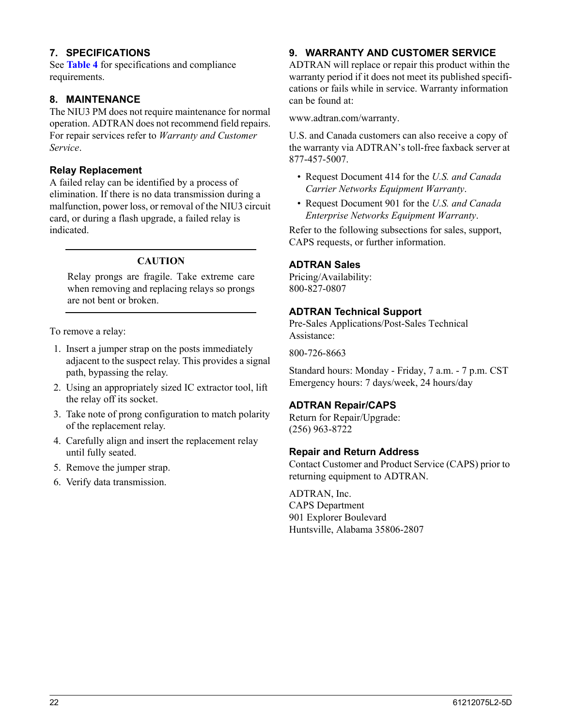## 7. SPECIFICATIONS

See **Table 4** for specifications and compliance requirements.

## 8. MAINTENANCE

The NIU3 PM does not require maintenance for normal operation. ADTRAN does not recommend field repairs. For repair services refer to *Warranty and Customer Service*.

### Relay Replacement

A failed relay can be identified by a process of elimination. If there is no data transmission during a malfunction, power loss, or removal of the NIU3 circuit card, or during a flash upgrade, a failed relay is indicated.

---

**CAUTION**

Relay prongs are fragile. Take extreme care when removing and replacing relays so prongs are not bent or broken.

---

To remove a relay:

1. Insert a jumper strap on the posts immediately adjacent to the suspect relay. This provides a signal path, bypassing the relay.
2. Using an appropriately sized IC extractor tool, lift the relay off its socket.
3. Take note of prong configuration to match polarity of the replacement relay.
4. Carefully align and insert the replacement relay until fully seated.
5. Remove the jumper strap.
6. Verify data transmission.

## 9. WARRANTY AND CUSTOMER SERVICE

ADTRAN will replace or repair this product within the warranty period if it does not meet its published specifications or fails while in service. Warranty information can be found at:

www.adtran.com/warranty.

U.S. and Canada customers can also receive a copy of the warranty via ADTRAN's toll-free faxback server at 877-457-5007.

- Request Document 414 for the *U.S. and Canada Carrier Networks Equipment Warranty*.
- Request Document 901 for the *U.S. and Canada Enterprise Networks Equipment Warranty*.

Refer to the following subsections for sales, support, CAPS requests, or further information.

### ADTRAN Sales

Pricing/Availability:
800-827-0807

### ADTRAN Technical Support

Pre-Sales Applications/Post-Sales Technical Assistance:

800-726-8663

Standard hours: Monday - Friday, 7 a.m. - 7 p.m. CST
Emergency hours: 7 days/week, 24 hours/day

### ADTRAN Repair/CAPS

Return for Repair/Upgrade:
(256) 963-8722

### Repair and Return Address

Contact Customer and Product Service (CAPS) prior to returning equipment to ADTRAN.

ADTRAN, Inc.
CAPS Department
901 Explorer Boulevard
Huntsville, Alabama 35806-2807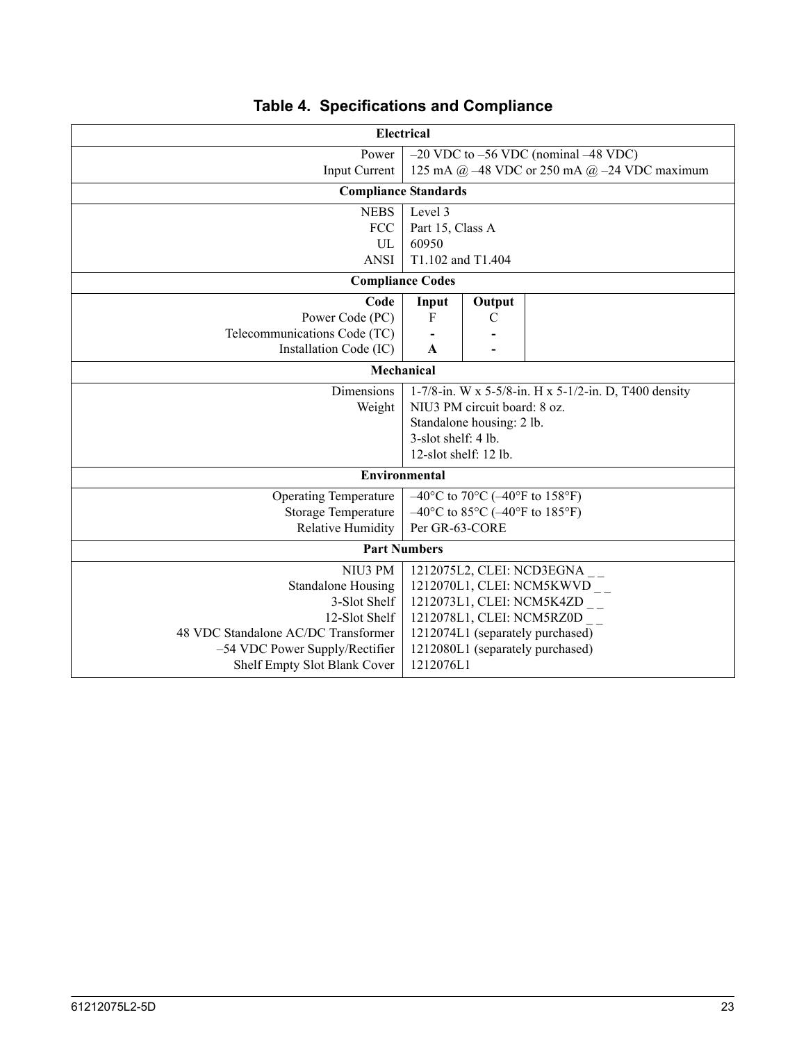**Table 4. Specifications and Compliance**

| | | | |
|---|---|---|---|
| **Electrical** | | | |
| Power | –20 VDC to –56 VDC (nominal –48 VDC) | | |
| Input Current | 125 mA @ –48 VDC or 250 mA @ –24 VDC maximum | | |
| **Compliance Standards** | | | |
| NEBS | Level 3 | | |
| FCC | Part 15, Class A | | |
| UL | 60950 | | |
| ANSI | T1.102 and T1.404 | | |
| **Compliance Codes** | | | |
| **Code** | **Input** | **Output** | |
| Power Code (PC) | F | C | |
| Telecommunications Code (TC) | - | - | |
| Installation Code (IC) | **A** | - | |
| **Mechanical** | | | |
| Dimensions | 1-7/8-in. W x 5-5/8-in. H x 5-1/2-in. D, T400 density | | |
| Weight | NIU3 PM circuit board: 8 oz.<br>Standalone housing: 2 lb.<br>3-slot shelf: 4 lb.<br>12-slot shelf: 12 lb. | | |
| **Environmental** | | | |
| Operating Temperature | –40°C to 70°C (–40°F to 158°F) | | |
| Storage Temperature | –40°C to 85°C (–40°F to 185°F) | | |
| Relative Humidity | Per GR-63-CORE | | |
| **Part Numbers** | | | |
| NIU3 PM | 1212075L2, CLEI: NCD3EGNA _ _ | | |
| Standalone Housing | 1212070L1, CLEI: NCM5KWVD _ _ | | |
| 3-Slot Shelf | 1212073L1, CLEI: NCM5K4ZD _ _ | | |
| 12-Slot Shelf | 1212078L1, CLEI: NCM5RZ0D _ _ | | |
| 48 VDC Standalone AC/DC Transformer | 1212074L1 (separately purchased) | | |
| –54 VDC Power Supply/Rectifier | 1212080L1 (separately purchased) | | |
| Shelf Empty Slot Blank Cover | 1212076L1 | | |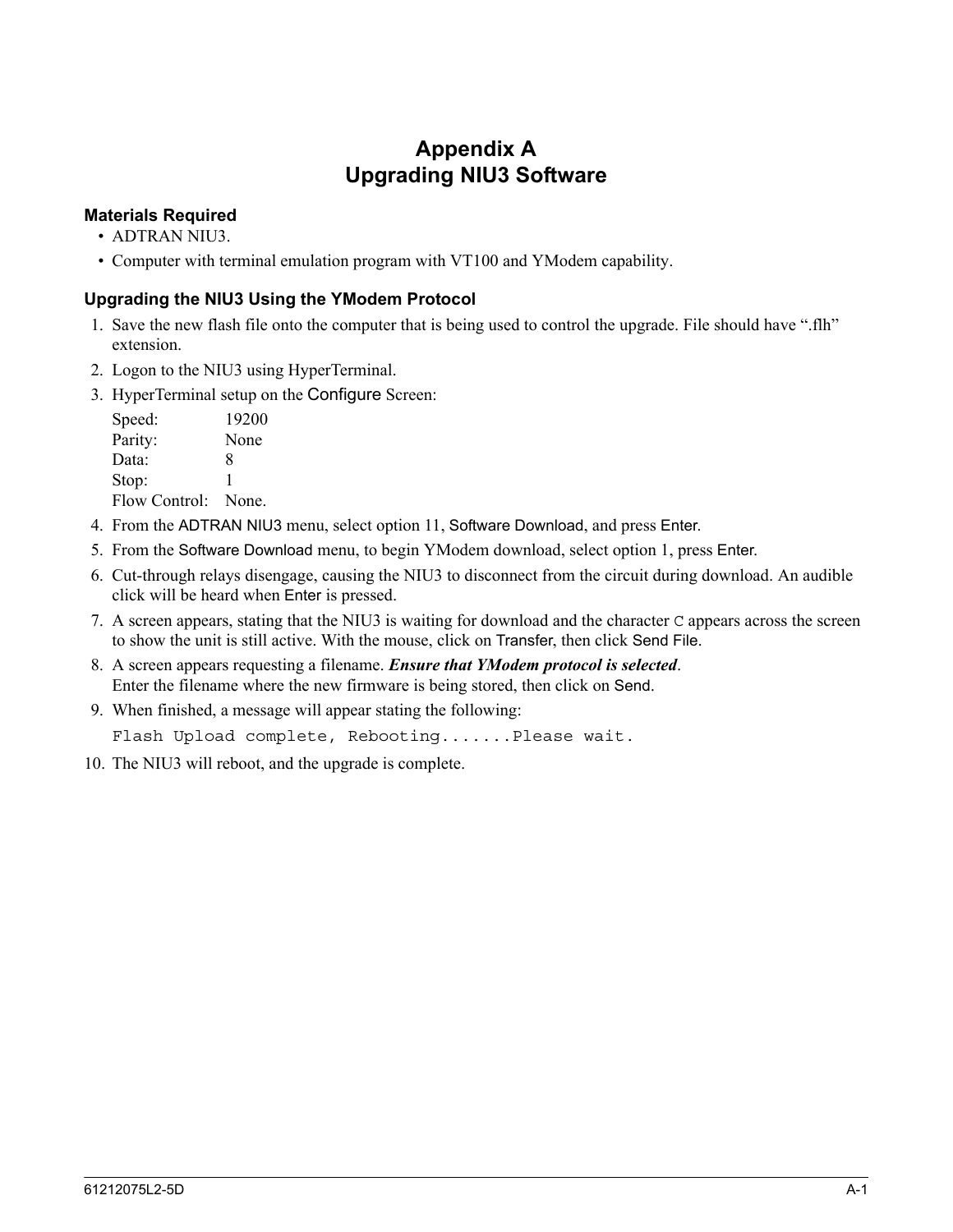# Appendix A
# Upgrading NIU3 Software

### Materials Required

- ADTRAN NIU3.
- Computer with terminal emulation program with VT100 and YModem capability.

### Upgrading the NIU3 Using the YModem Protocol

1. Save the new flash file onto the computer that is being used to control the upgrade. File should have ".flh" extension.
2. Logon to the NIU3 using HyperTerminal.
3. HyperTerminal setup on the Configure Screen:

   Speed: 19200
   Parity: None
   Data: 8
   Stop: 1
   Flow Control: None.

4. From the ADTRAN NIU3 menu, select option 11, Software Download, and press Enter.
5. From the Software Download menu, to begin YModem download, select option 1, press Enter.
6. Cut-through relays disengage, causing the NIU3 to disconnect from the circuit during download. An audible click will be heard when Enter is pressed.
7. A screen appears, stating that the NIU3 is waiting for download and the character `C` appears across the screen to show the unit is still active. With the mouse, click on Transfer, then click Send File.
8. A screen appears requesting a filename. ***Ensure that YModem protocol is selected***.
   Enter the filename where the new firmware is being stored, then click on Send.
9. When finished, a message will appear stating the following:

   ```
   Flash Upload complete, Rebooting.......Please wait.
   ```

10. The NIU3 will reboot, and the upgrade is complete.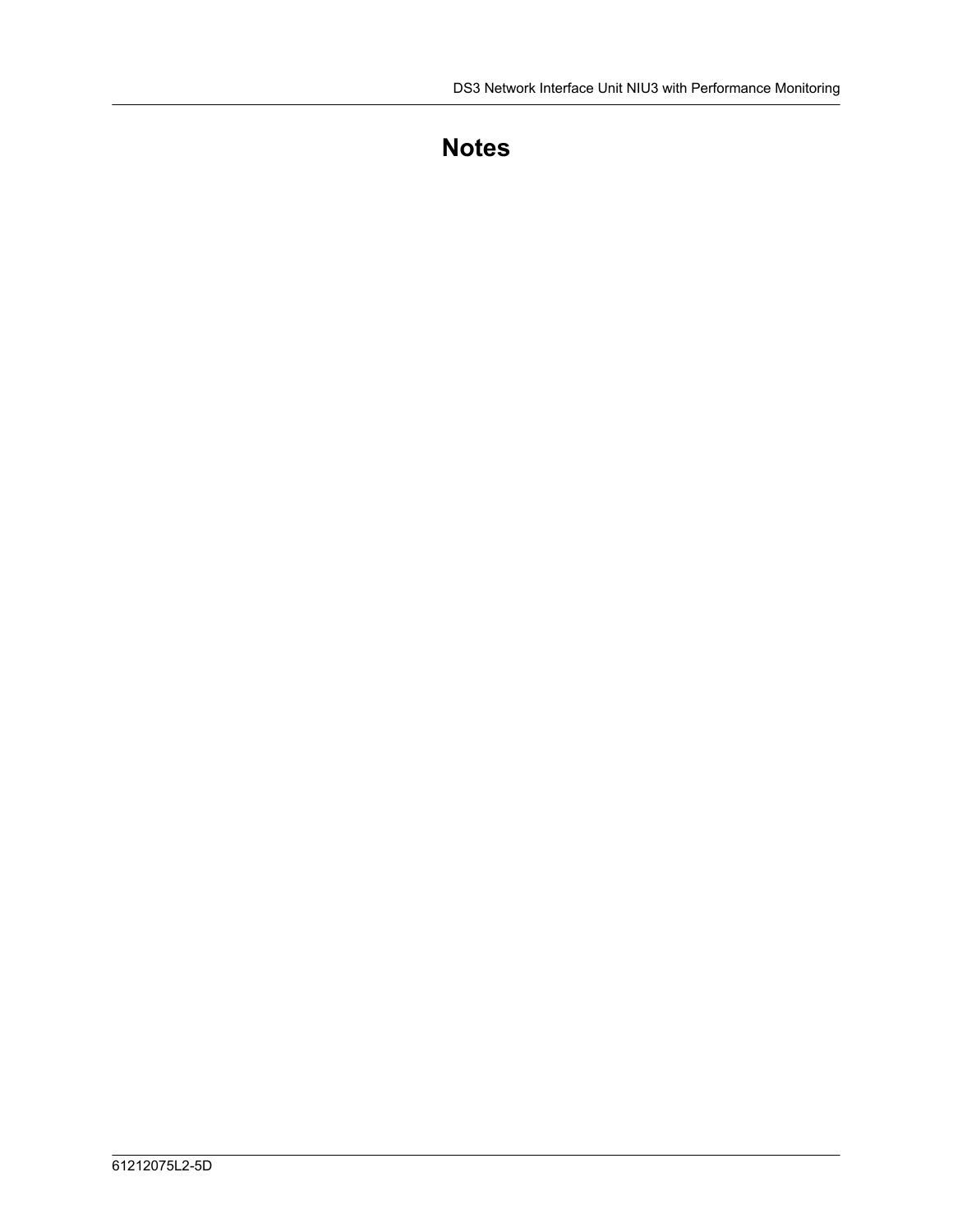# Notes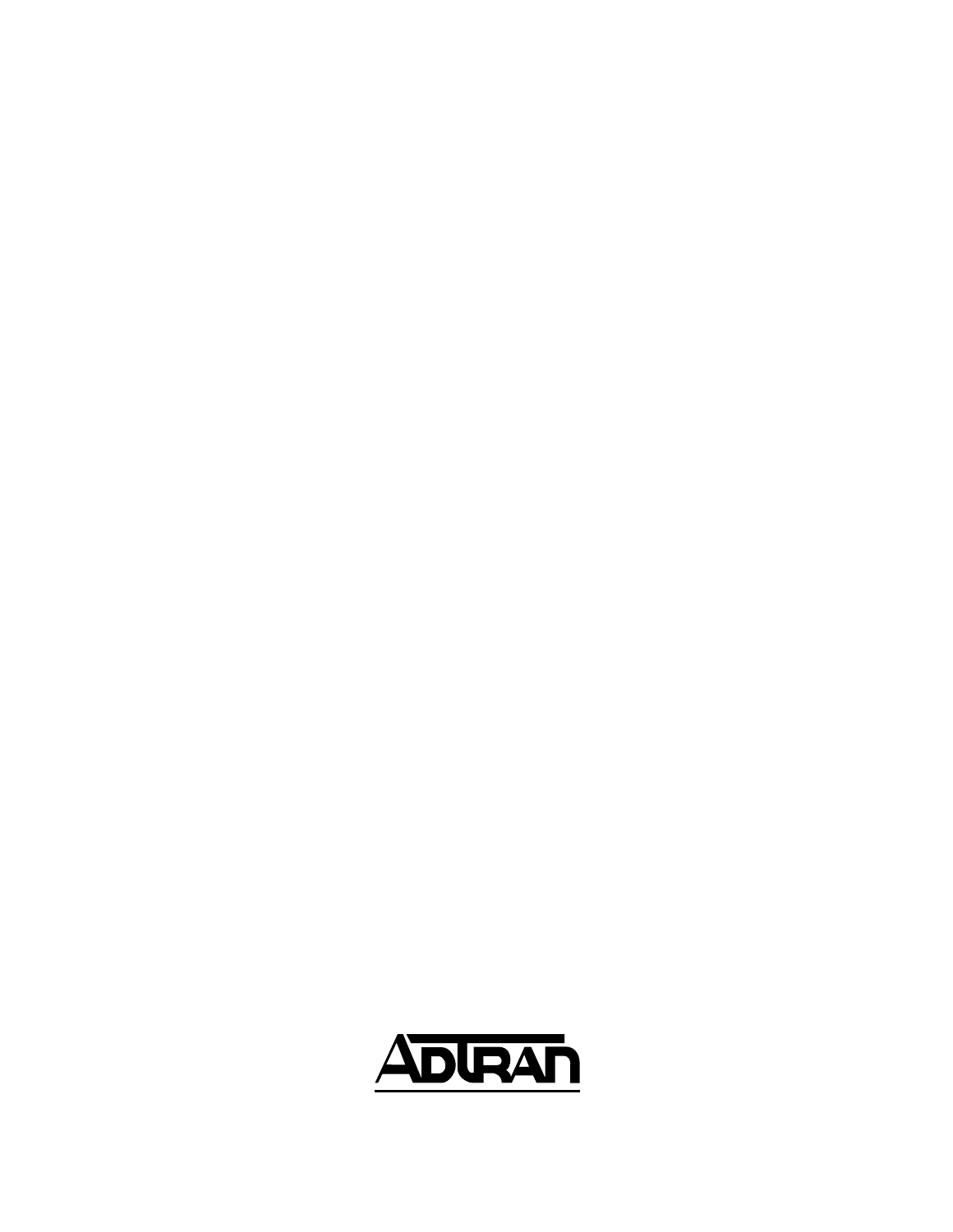ADTRAN